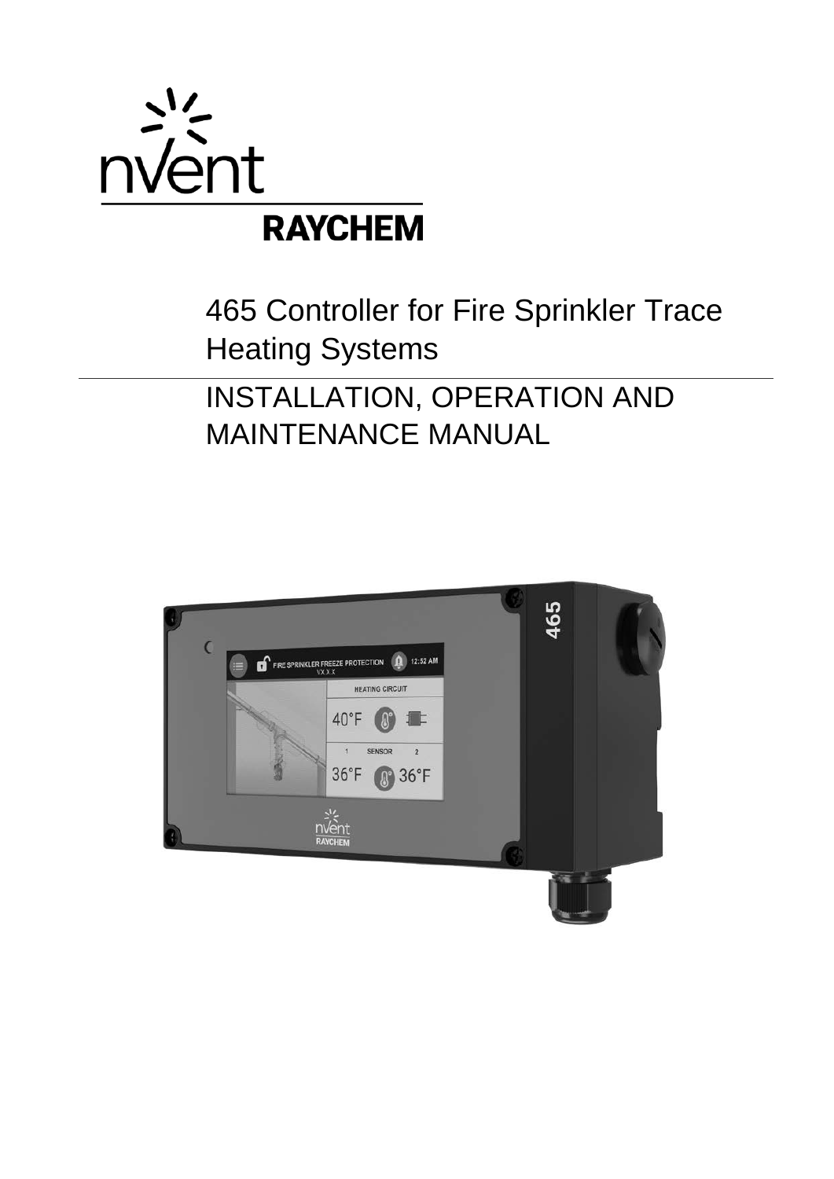nVent

RAYCHEM

# 465 Controller for Fire Sprinkler Trace Heating Systems

## INSTALLATION, OPERATION AND MAINTENANCE MANUAL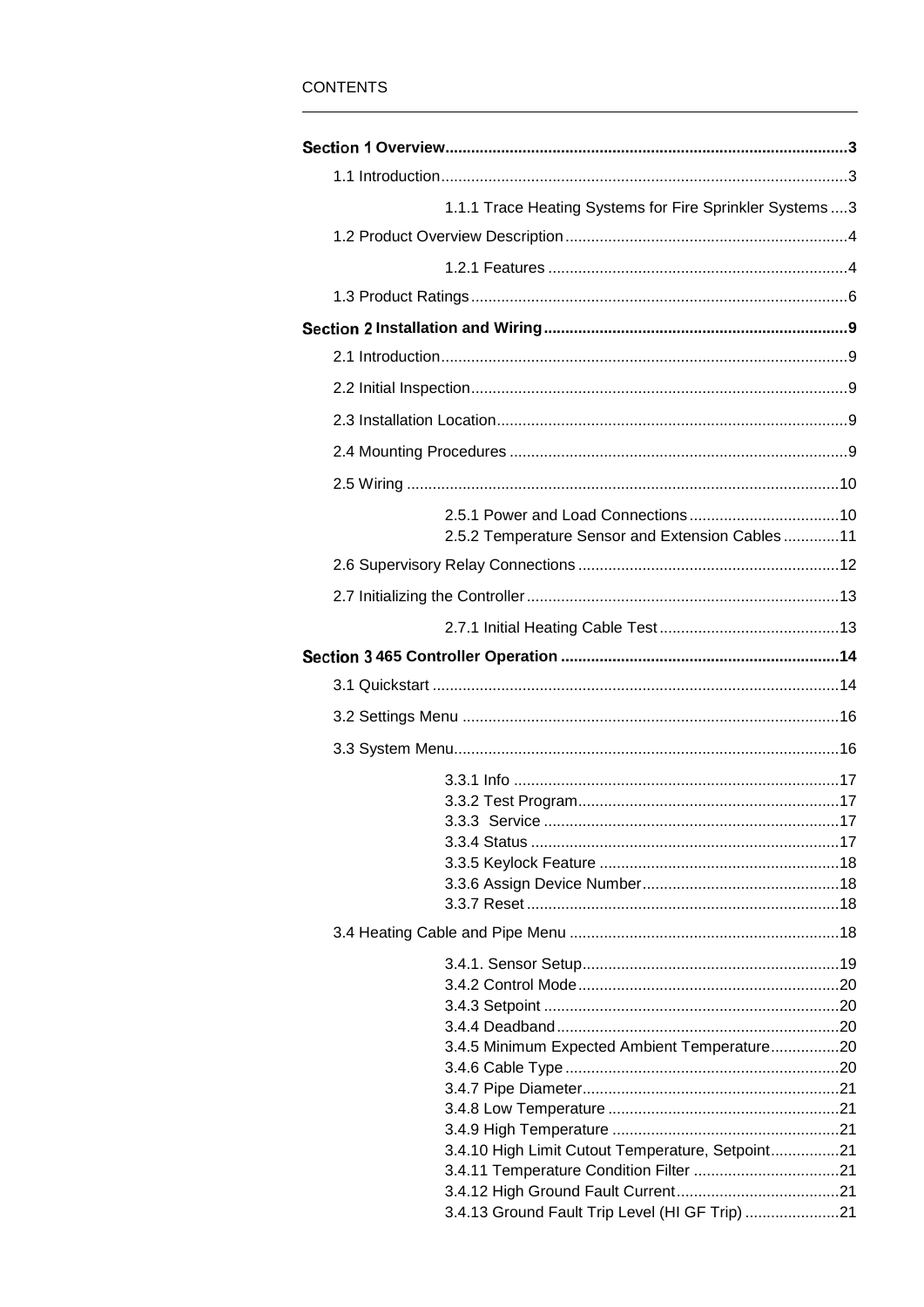CONTENTS

**Section 1 Overview** ..... 3

- 1.1 Introduction ..... 3
  - 1.1.1 Trace Heating Systems for Fire Sprinkler Systems ..... 3
- 1.2 Product Overview Description ..... 4
  - 1.2.1 Features ..... 4
- 1.3 Product Ratings ..... 6

**Section 2 Installation and Wiring** ..... 9

- 2.1 Introduction ..... 9
- 2.2 Initial Inspection ..... 9
- 2.3 Installation Location ..... 9
- 2.4 Mounting Procedures ..... 9
- 2.5 Wiring ..... 10
  - 2.5.1 Power and Load Connections ..... 10
  - 2.5.2 Temperature Sensor and Extension Cables ..... 11
- 2.6 Supervisory Relay Connections ..... 12
- 2.7 Initializing the Controller ..... 13
  - 2.7.1 Initial Heating Cable Test ..... 13

**Section 3 465 Controller Operation** ..... 14

- 3.1 Quickstart ..... 14
- 3.2 Settings Menu ..... 16
- 3.3 System Menu ..... 16
  - 3.3.1 Info ..... 17
  - 3.3.2 Test Program ..... 17
  - 3.3.3 Service ..... 17
  - 3.3.4 Status ..... 17
  - 3.3.5 Keylock Feature ..... 18
  - 3.3.6 Assign Device Number ..... 18
  - 3.3.7 Reset ..... 18
- 3.4 Heating Cable and Pipe Menu ..... 18
  - 3.4.1. Sensor Setup ..... 19
  - 3.4.2 Control Mode ..... 20
  - 3.4.3 Setpoint ..... 20
  - 3.4.4 Deadband ..... 20
  - 3.4.5 Minimum Expected Ambient Temperature ..... 20
  - 3.4.6 Cable Type ..... 20
  - 3.4.7 Pipe Diameter ..... 21
  - 3.4.8 Low Temperature ..... 21
  - 3.4.9 High Temperature ..... 21
  - 3.4.10 High Limit Cutout Temperature, Setpoint ..... 21
  - 3.4.11 Temperature Condition Filter ..... 21
  - 3.4.12 High Ground Fault Current ..... 21
  - 3.4.13 Ground Fault Trip Level (HI GF Trip) ..... 21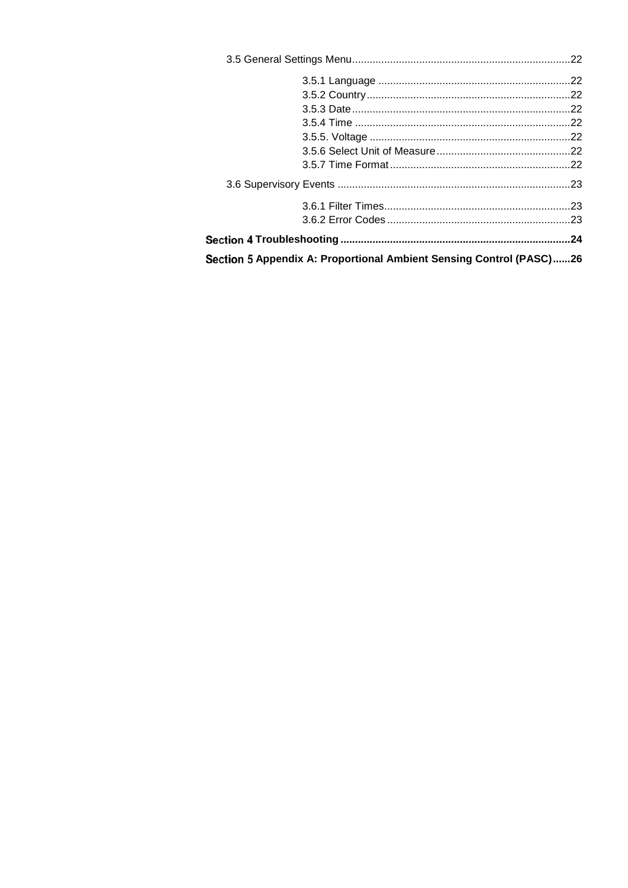3.5 General Settings Menu........................................................................22

3.5.1 Language ..................................................................22
3.5.2 Country......................................................................22
3.5.3 Date...........................................................................22
3.5.4 Time ..........................................................................22
3.5.5. Voltage .....................................................................22
3.5.6 Select Unit of Measure..............................................22
3.5.7 Time Format..............................................................22

3.6 Supervisory Events ...............................................................................23

3.6.1 Filter Times................................................................23
3.6.2 Error Codes ...............................................................23

**Section 4 Troubleshooting .............................................................................24**

**Section 5 Appendix A: Proportional Ambient Sensing Control (PASC)......26**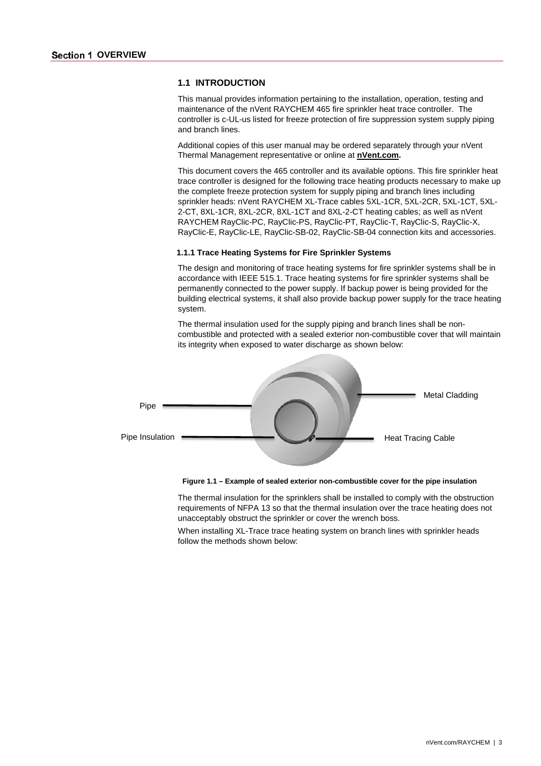# Section 1 OVERVIEW

## 1.1 INTRODUCTION

This manual provides information pertaining to the installation, operation, testing and maintenance of the nVent RAYCHEM 465 fire sprinkler heat trace controller. The controller is c-UL-us listed for freeze protection of fire suppression system supply piping and branch lines.

Additional copies of this user manual may be ordered separately through your nVent Thermal Management representative or online at **nVent.com.**

This document covers the 465 controller and its available options. This fire sprinkler heat trace controller is designed for the following trace heating products necessary to make up the complete freeze protection system for supply piping and branch lines including sprinkler heads: nVent RAYCHEM XL-Trace cables 5XL-1CR, 5XL-2CR, 5XL-1CT, 5XL-2-CT, 8XL-1CR, 8XL-2CR, 8XL-1CT and 8XL-2-CT heating cables; as well as nVent RAYCHEM RayClic-PC, RayClic-PS, RayClic-PT, RayClic-T, RayClic-S, RayClic-X, RayClic-E, RayClic-LE, RayClic-SB-02, RayClic-SB-04 connection kits and accessories.

### 1.1.1 Trace Heating Systems for Fire Sprinkler Systems

The design and monitoring of trace heating systems for fire sprinkler systems shall be in accordance with IEEE 515.1. Trace heating systems for fire sprinkler systems shall be permanently connected to the power supply. If backup power is being provided for the building electrical systems, it shall also provide backup power supply for the trace heating system.

The thermal insulation used for the supply piping and branch lines shall be non-combustible and protected with a sealed exterior non-combustible cover that will maintain its integrity when exposed to water discharge as shown below:

Pipe

Pipe Insulation

Metal Cladding

Heat Tracing Cable

**Figure 1.1 – Example of sealed exterior non-combustible cover for the pipe insulation**

The thermal insulation for the sprinklers shall be installed to comply with the obstruction requirements of NFPA 13 so that the thermal insulation over the trace heating does not unacceptably obstruct the sprinkler or cover the wrench boss.

When installing XL-Trace trace heating system on branch lines with sprinkler heads follow the methods shown below: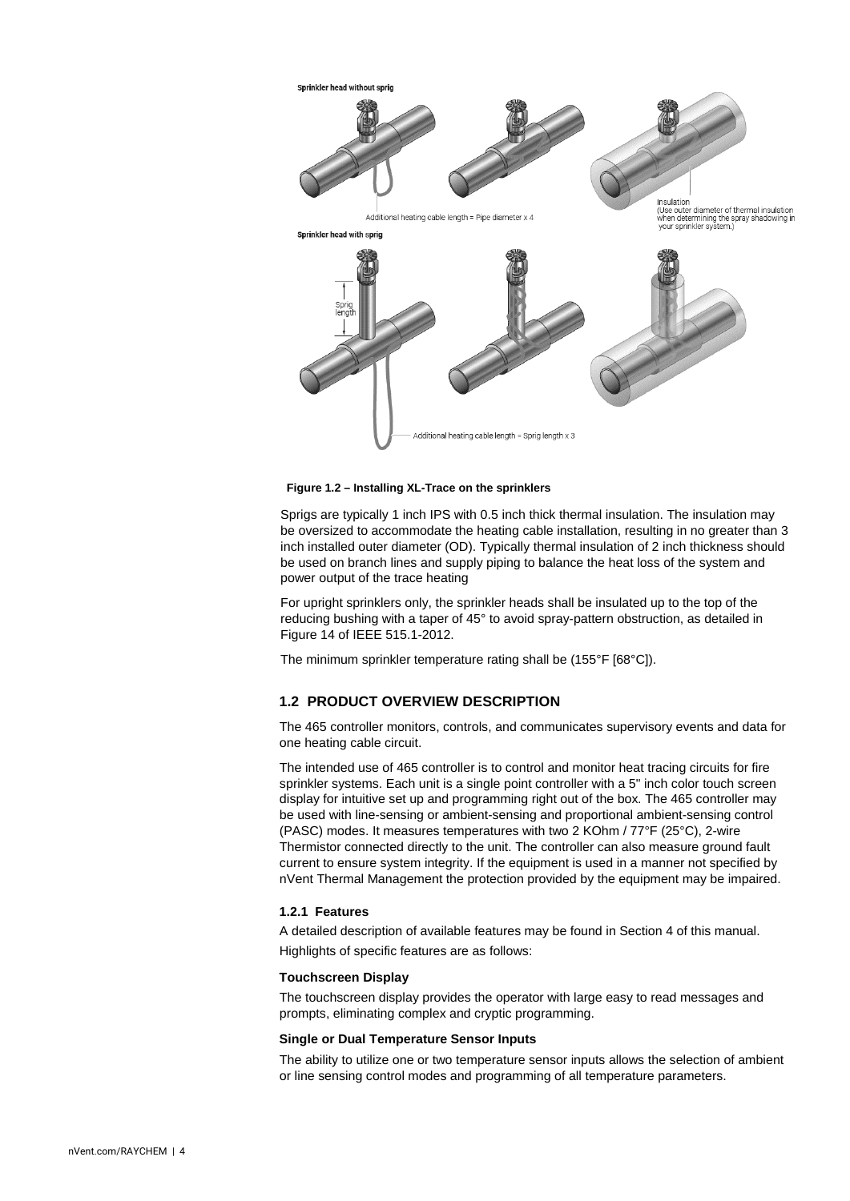Sprinkler head without sprig

Additional heating cable length = Pipe diameter x 4

Insulation
(Use outer diameter of thermal insulation when determining the spray shadowing in your sprinkler system.)

Sprinkler head with sprig

Sprig length

Additional heating cable length = Sprig length x 3

**Figure 1.2 – Installing XL-Trace on the sprinklers**

Sprigs are typically 1 inch IPS with 0.5 inch thick thermal insulation. The insulation may be oversized to accommodate the heating cable installation, resulting in no greater than 3 inch installed outer diameter (OD). Typically thermal insulation of 2 inch thickness should be used on branch lines and supply piping to balance the heat loss of the system and power output of the trace heating

For upright sprinklers only, the sprinkler heads shall be insulated up to the top of the reducing bushing with a taper of 45° to avoid spray-pattern obstruction, as detailed in Figure 14 of IEEE 515.1-2012.

The minimum sprinkler temperature rating shall be (155°F [68°C]).

## 1.2 PRODUCT OVERVIEW DESCRIPTION

The 465 controller monitors, controls, and communicates supervisory events and data for one heating cable circuit.

The intended use of 465 controller is to control and monitor heat tracing circuits for fire sprinkler systems. Each unit is a single point controller with a 5" inch color touch screen display for intuitive set up and programming right out of the box. The 465 controller may be used with line-sensing or ambient-sensing and proportional ambient-sensing control (PASC) modes. It measures temperatures with two 2 KOhm / 77°F (25°C), 2-wire Thermistor connected directly to the unit. The controller can also measure ground fault current to ensure system integrity. If the equipment is used in a manner not specified by nVent Thermal Management the protection provided by the equipment may be impaired.

### 1.2.1 Features

A detailed description of available features may be found in Section 4 of this manual.
Highlights of specific features are as follows:

**Touchscreen Display**

The touchscreen display provides the operator with large easy to read messages and prompts, eliminating complex and cryptic programming.

**Single or Dual Temperature Sensor Inputs**

The ability to utilize one or two temperature sensor inputs allows the selection of ambient or line sensing control modes and programming of all temperature parameters.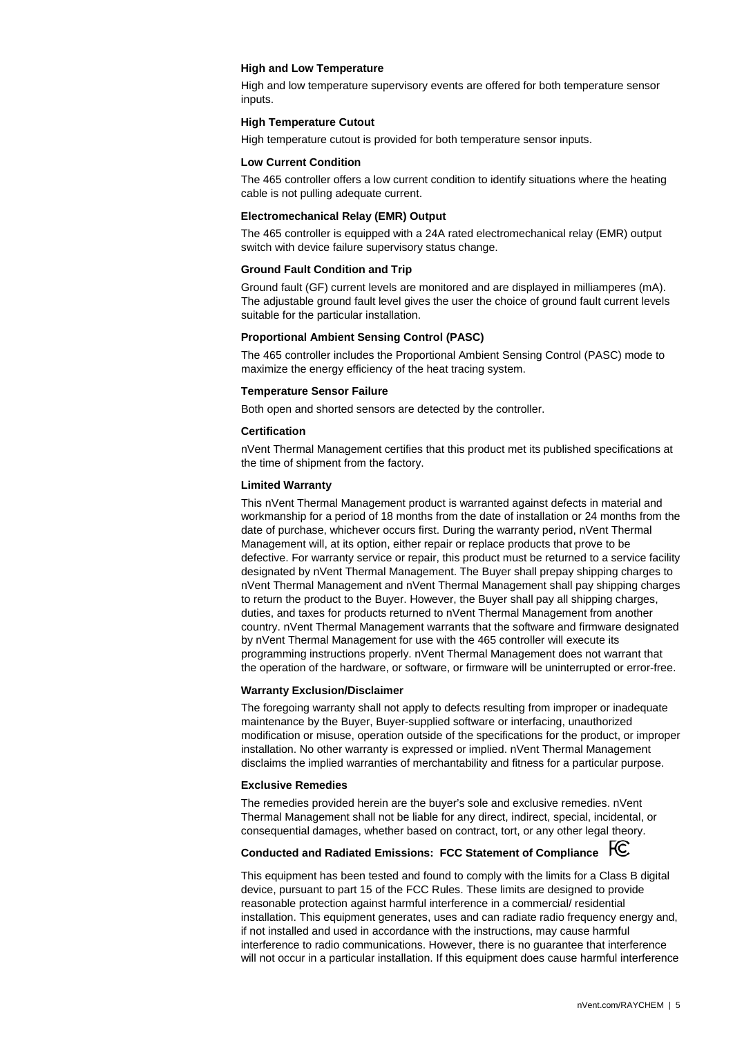### High and Low Temperature

High and low temperature supervisory events are offered for both temperature sensor inputs.

### High Temperature Cutout

High temperature cutout is provided for both temperature sensor inputs.

### Low Current Condition

The 465 controller offers a low current condition to identify situations where the heating cable is not pulling adequate current.

### Electromechanical Relay (EMR) Output

The 465 controller is equipped with a 24A rated electromechanical relay (EMR) output switch with device failure supervisory status change.

### Ground Fault Condition and Trip

Ground fault (GF) current levels are monitored and are displayed in milliamperes (mA). The adjustable ground fault level gives the user the choice of ground fault current levels suitable for the particular installation.

### Proportional Ambient Sensing Control (PASC)

The 465 controller includes the Proportional Ambient Sensing Control (PASC) mode to maximize the energy efficiency of the heat tracing system.

### Temperature Sensor Failure

Both open and shorted sensors are detected by the controller.

### Certification

nVent Thermal Management certifies that this product met its published specifications at the time of shipment from the factory.

### Limited Warranty

This nVent Thermal Management product is warranted against defects in material and workmanship for a period of 18 months from the date of installation or 24 months from the date of purchase, whichever occurs first. During the warranty period, nVent Thermal Management will, at its option, either repair or replace products that prove to be defective. For warranty service or repair, this product must be returned to a service facility designated by nVent Thermal Management. The Buyer shall prepay shipping charges to nVent Thermal Management and nVent Thermal Management shall pay shipping charges to return the product to the Buyer. However, the Buyer shall pay all shipping charges, duties, and taxes for products returned to nVent Thermal Management from another country. nVent Thermal Management warrants that the software and firmware designated by nVent Thermal Management for use with the 465 controller will execute its programming instructions properly. nVent Thermal Management does not warrant that the operation of the hardware, or software, or firmware will be uninterrupted or error-free.

### Warranty Exclusion/Disclaimer

The foregoing warranty shall not apply to defects resulting from improper or inadequate maintenance by the Buyer, Buyer-supplied software or interfacing, unauthorized modification or misuse, operation outside of the specifications for the product, or improper installation. No other warranty is expressed or implied. nVent Thermal Management disclaims the implied warranties of merchantability and fitness for a particular purpose.

### Exclusive Remedies

The remedies provided herein are the buyer's sole and exclusive remedies. nVent Thermal Management shall not be liable for any direct, indirect, special, incidental, or consequential damages, whether based on contract, tort, or any other legal theory.

### Conducted and Radiated Emissions: FCC Statement of Compliance

This equipment has been tested and found to comply with the limits for a Class B digital device, pursuant to part 15 of the FCC Rules. These limits are designed to provide reasonable protection against harmful interference in a commercial/ residential installation. This equipment generates, uses and can radiate radio frequency energy and, if not installed and used in accordance with the instructions, may cause harmful interference to radio communications. However, there is no guarantee that interference will not occur in a particular installation. If this equipment does cause harmful interference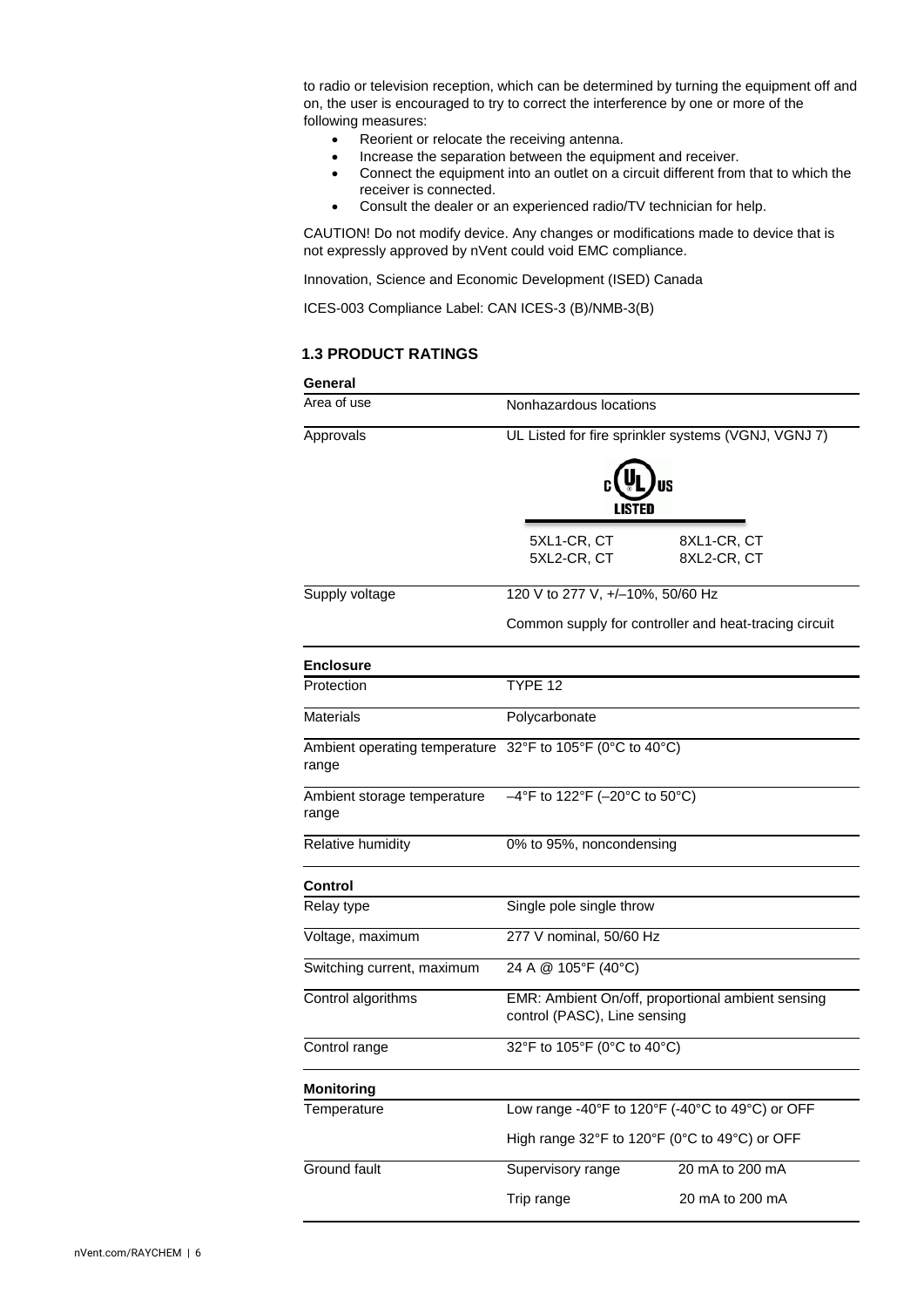to radio or television reception, which can be determined by turning the equipment off and on, the user is encouraged to try to correct the interference by one or more of the following measures:

- Reorient or relocate the receiving antenna.
- Increase the separation between the equipment and receiver.
- Connect the equipment into an outlet on a circuit different from that to which the receiver is connected.
- Consult the dealer or an experienced radio/TV technician for help.

CAUTION! Do not modify device. Any changes or modifications made to device that is not expressly approved by nVent could void EMC compliance.

Innovation, Science and Economic Development (ISED) Canada

ICES-003 Compliance Label: CAN ICES-3 (B)/NMB-3(B)

### 1.3 PRODUCT RATINGS

| **General** | | |
|---|---|---|
| Area of use | Nonhazardous locations | |
| Approvals | UL Listed for fire sprinkler systems (VGNJ, VGNJ 7) | |
| | c UL us LISTED | |
| | 5XL1-CR, CT<br>5XL2-CR, CT | 8XL1-CR, CT<br>8XL2-CR, CT |
| Supply voltage | 120 V to 277 V, +/–10%, 50/60 Hz | |
| | Common supply for controller and heat-tracing circuit | |
| **Enclosure** | | |
| Protection | TYPE 12 | |
| Materials | Polycarbonate | |
| Ambient operating temperature range | 32°F to 105°F (0°C to 40°C) | |
| Ambient storage temperature range | –4°F to 122°F (–20°C to 50°C) | |
| Relative humidity | 0% to 95%, noncondensing | |
| **Control** | | |
| Relay type | Single pole single throw | |
| Voltage, maximum | 277 V nominal, 50/60 Hz | |
| Switching current, maximum | 24 A @ 105°F (40°C) | |
| Control algorithms | EMR: Ambient On/off, proportional ambient sensing control (PASC), Line sensing | |
| Control range | 32°F to 105°F (0°C to 40°C) | |
| **Monitoring** | | |
| Temperature | Low range -40°F to 120°F (-40°C to 49°C) or OFF | |
| | High range 32°F to 120°F (0°C to 49°C) or OFF | |
| Ground fault | Supervisory range | 20 mA to 200 mA |
| | Trip range | 20 mA to 200 mA |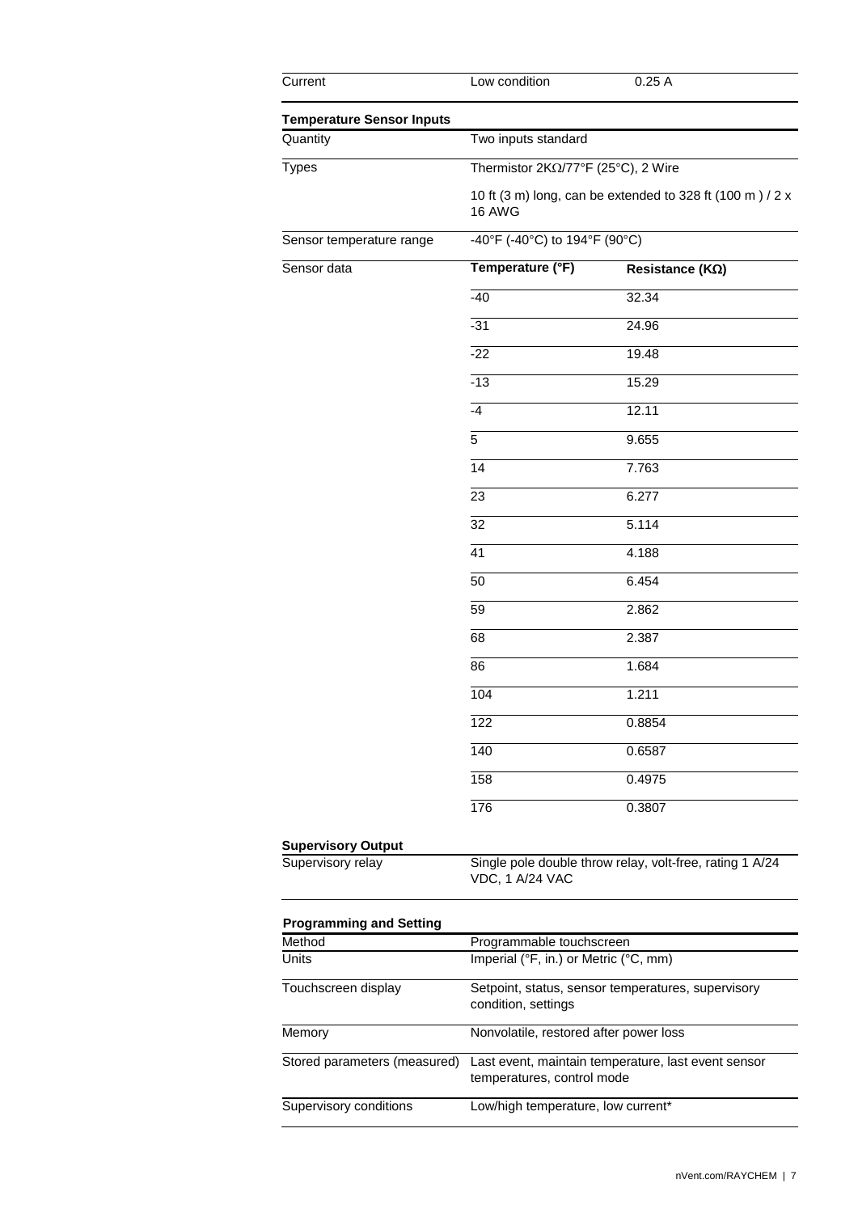| | | |
|---|---|---|
| Current | Low condition | 0.25 A |

**Temperature Sensor Inputs**

| | | |
|---|---|---|
| Quantity | Two inputs standard | |
| Types | Thermistor 2KΩ/77°F (25°C), 2 Wire | |
| | 10 ft (3 m) long, can be extended to 328 ft (100 m ) / 2 x 16 AWG | |
| Sensor temperature range | -40°F (-40°C) to 194°F (90°C) | |
| Sensor data | **Temperature (°F)** | **Resistance (KΩ)** |
| | -40 | 32.34 |
| | -31 | 24.96 |
| | -22 | 19.48 |
| | -13 | 15.29 |
| | -4 | 12.11 |
| | 5 | 9.655 |
| | 14 | 7.763 |
| | 23 | 6.277 |
| | 32 | 5.114 |
| | 41 | 4.188 |
| | 50 | 6.454 |
| | 59 | 2.862 |
| | 68 | 2.387 |
| | 86 | 1.684 |
| | 104 | 1.211 |
| | 122 | 0.8854 |
| | 140 | 0.6587 |
| | 158 | 0.4975 |
| | 176 | 0.3807 |

**Supervisory Output**

| | |
|---|---|
| Supervisory relay | Single pole double throw relay, volt-free, rating 1 A/24 VDC, 1 A/24 VAC |

**Programming and Setting**

| | |
|---|---|
| Method | Programmable touchscreen |
| Units | Imperial (°F, in.) or Metric (°C, mm) |
| Touchscreen display | Setpoint, status, sensor temperatures, supervisory condition, settings |
| Memory | Nonvolatile, restored after power loss |
| Stored parameters (measured) | Last event, maintain temperature, last event sensor temperatures, control mode |
| Supervisory conditions | Low/high temperature, low current* |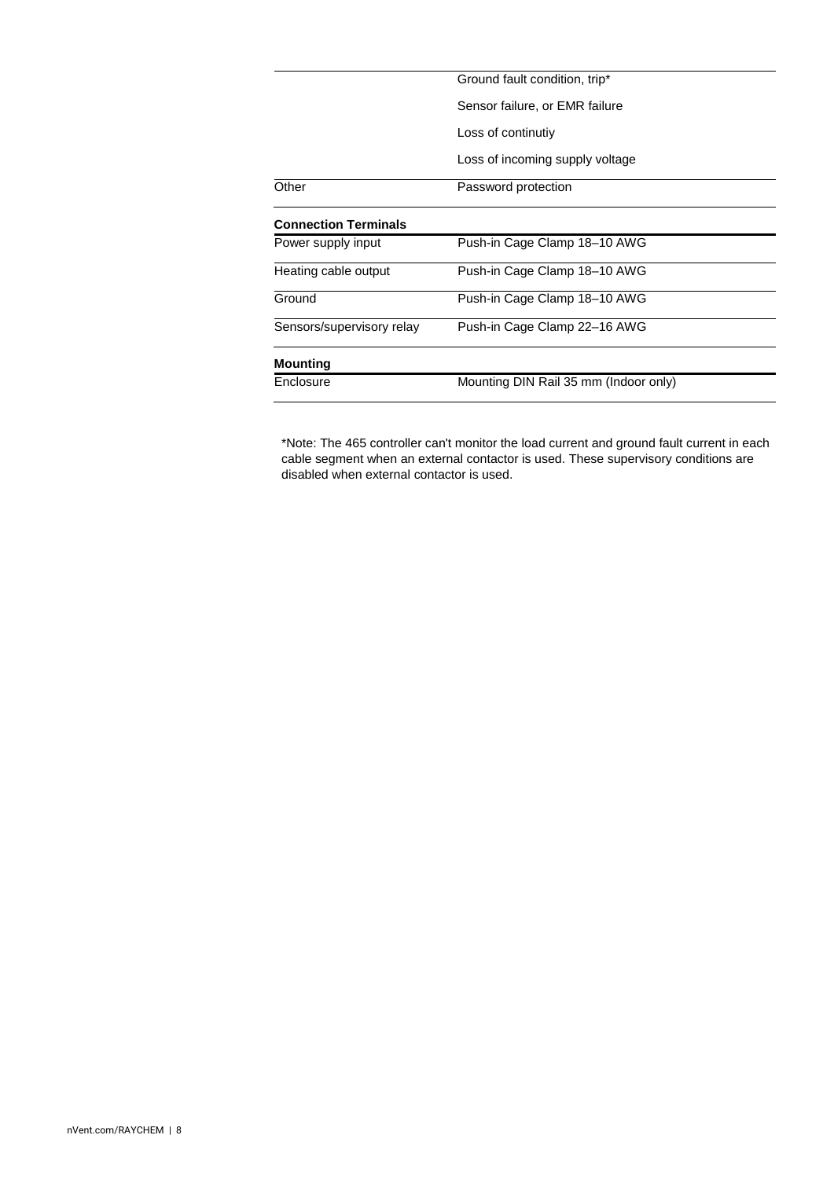| | |
|---|---|
| | Ground fault condition, trip* |
| | Sensor failure, or EMR failure |
| | Loss of continutiy |
| | Loss of incoming supply voltage |
| Other | Password protection |
| **Connection Terminals** | |
| Power supply input | Push-in Cage Clamp 18–10 AWG |
| Heating cable output | Push-in Cage Clamp 18–10 AWG |
| Ground | Push-in Cage Clamp 18–10 AWG |
| Sensors/supervisory relay | Push-in Cage Clamp 22–16 AWG |
| **Mounting** | |
| Enclosure | Mounting DIN Rail 35 mm (Indoor only) |

*Note: The 465 controller can't monitor the load current and ground fault current in each cable segment when an external contactor is used. These supervisory conditions are disabled when external contactor is used.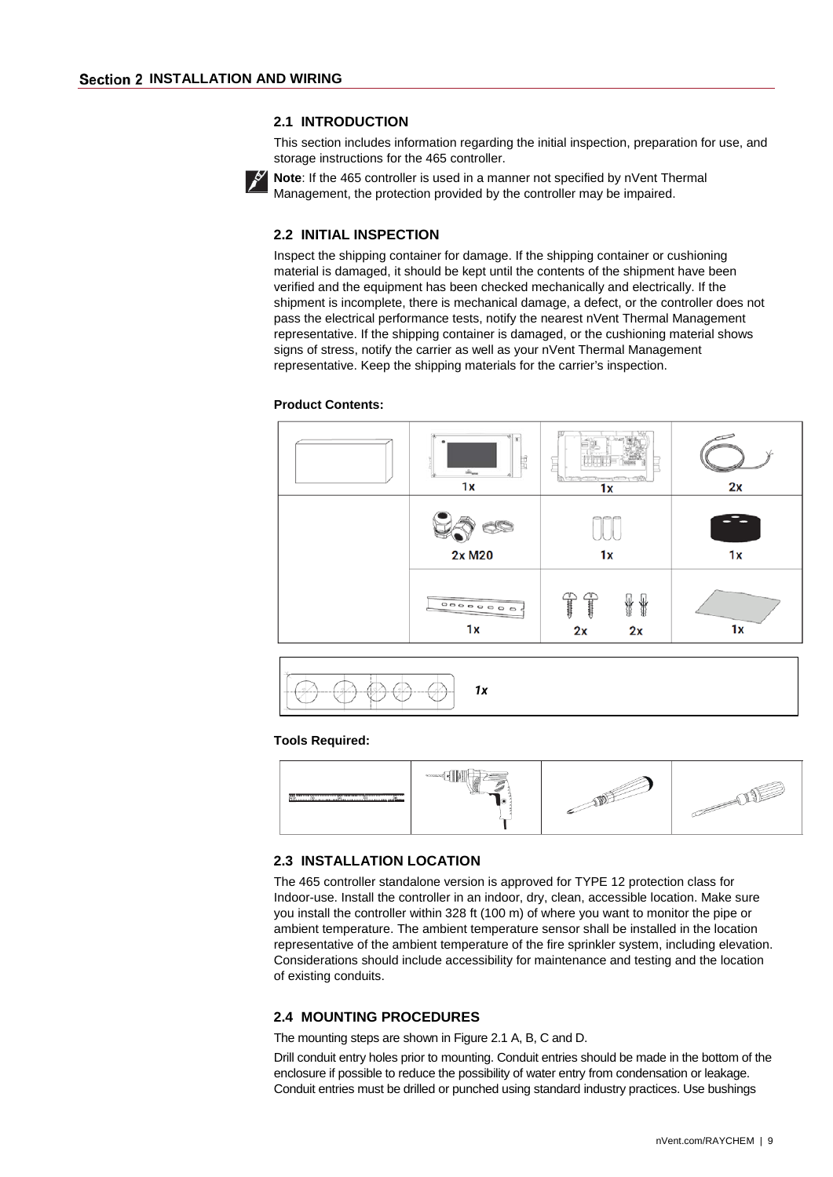## 2.1 INTRODUCTION

This section includes information regarding the initial inspection, preparation for use, and storage instructions for the 465 controller.

**Note**: If the 465 controller is used in a manner not specified by nVent Thermal Management, the protection provided by the controller may be impaired.

## 2.2 INITIAL INSPECTION

Inspect the shipping container for damage. If the shipping container or cushioning material is damaged, it should be kept until the contents of the shipment have been verified and the equipment has been checked mechanically and electrically. If the shipment is incomplete, there is mechanical damage, a defect, or the controller does not pass the electrical performance tests, notify the nearest nVent Thermal Management representative. If the shipping container is damaged, or the cushioning material shows signs of stress, notify the carrier as well as your nVent Thermal Management representative. Keep the shipping materials for the carrier's inspection.

**Product Contents:**

| | | | |
|---|---|---|---|
| | 1x | 1x | 2x |
| | 2x M20 | 1x | 1x |
| | 1x | 2x 2x | 1x |

1x

**Tools Required:**

## 2.3 INSTALLATION LOCATION

The 465 controller standalone version is approved for TYPE 12 protection class for Indoor-use. Install the controller in an indoor, dry, clean, accessible location. Make sure you install the controller within 328 ft (100 m) of where you want to monitor the pipe or ambient temperature. The ambient temperature sensor shall be installed in the location representative of the ambient temperature of the fire sprinkler system, including elevation. Considerations should include accessibility for maintenance and testing and the location of existing conduits.

## 2.4 MOUNTING PROCEDURES

The mounting steps are shown in Figure 2.1 A, B, C and D.

Drill conduit entry holes prior to mounting. Conduit entries should be made in the bottom of the enclosure if possible to reduce the possibility of water entry from condensation or leakage. Conduit entries must be drilled or punched using standard industry practices. Use bushings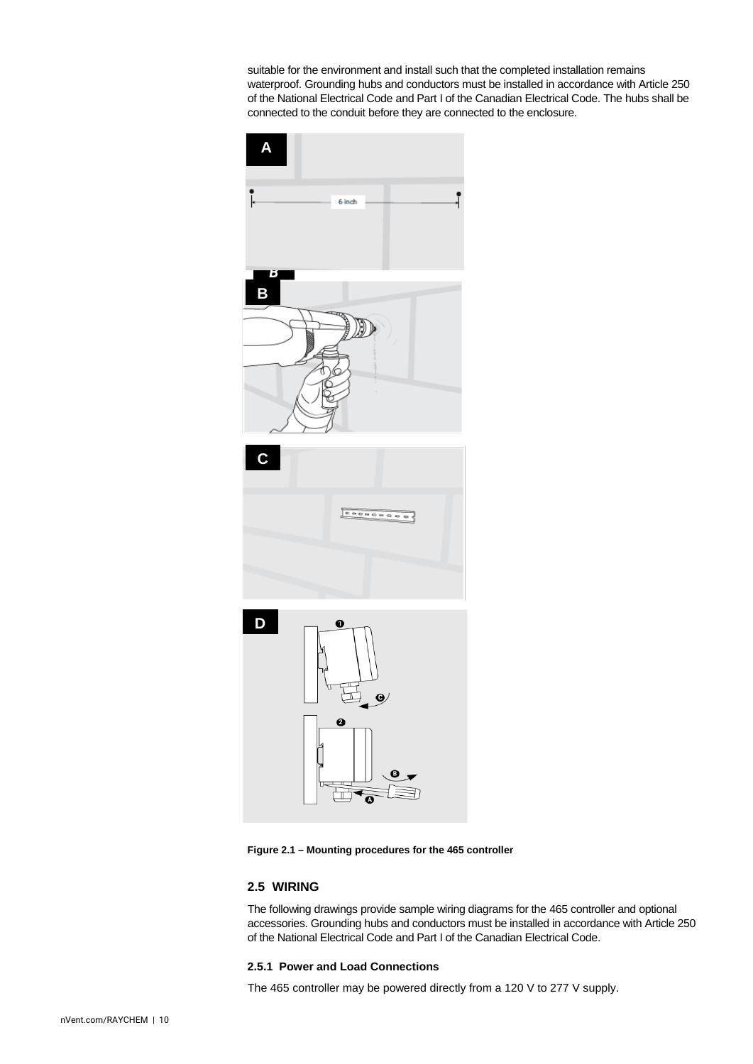suitable for the environment and install such that the completed installation remains waterproof. Grounding hubs and conductors must be installed in accordance with Article 250 of the National Electrical Code and Part I of the Canadian Electrical Code. The hubs shall be connected to the conduit before they are connected to the enclosure.

**Figure 2.1 – Mounting procedures for the 465 controller**

## 2.5 WIRING

The following drawings provide sample wiring diagrams for the 465 controller and optional accessories. Grounding hubs and conductors must be installed in accordance with Article 250 of the National Electrical Code and Part I of the Canadian Electrical Code.

### 2.5.1 Power and Load Connections

The 465 controller may be powered directly from a 120 V to 277 V supply.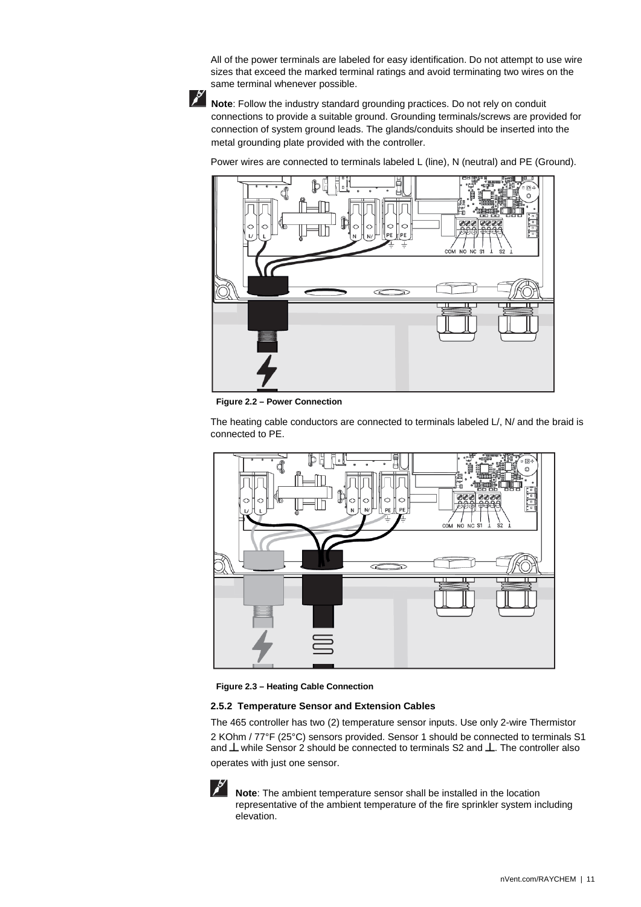All of the power terminals are labeled for easy identification. Do not attempt to use wire sizes that exceed the marked terminal ratings and avoid terminating two wires on the same terminal whenever possible.

**Note**: Follow the industry standard grounding practices. Do not rely on conduit connections to provide a suitable ground. Grounding terminals/screws are provided for connection of system ground leads. The glands/conduits should be inserted into the metal grounding plate provided with the controller.

Power wires are connected to terminals labeled L (line), N (neutral) and PE (Ground).

**Figure 2.2 – Power Connection**

The heating cable conductors are connected to terminals labeled L/, N/ and the braid is connected to PE.

**Figure 2.3 – Heating Cable Connection**

#### 2.5.2 Temperature Sensor and Extension Cables

The 465 controller has two (2) temperature sensor inputs. Use only 2-wire Thermistor 2 KOhm / 77°F (25°C) sensors provided. Sensor 1 should be connected to terminals S1 and ⊥ while Sensor 2 should be connected to terminals S2 and ⊥. The controller also operates with just one sensor.

**Note**: The ambient temperature sensor shall be installed in the location representative of the ambient temperature of the fire sprinkler system including elevation.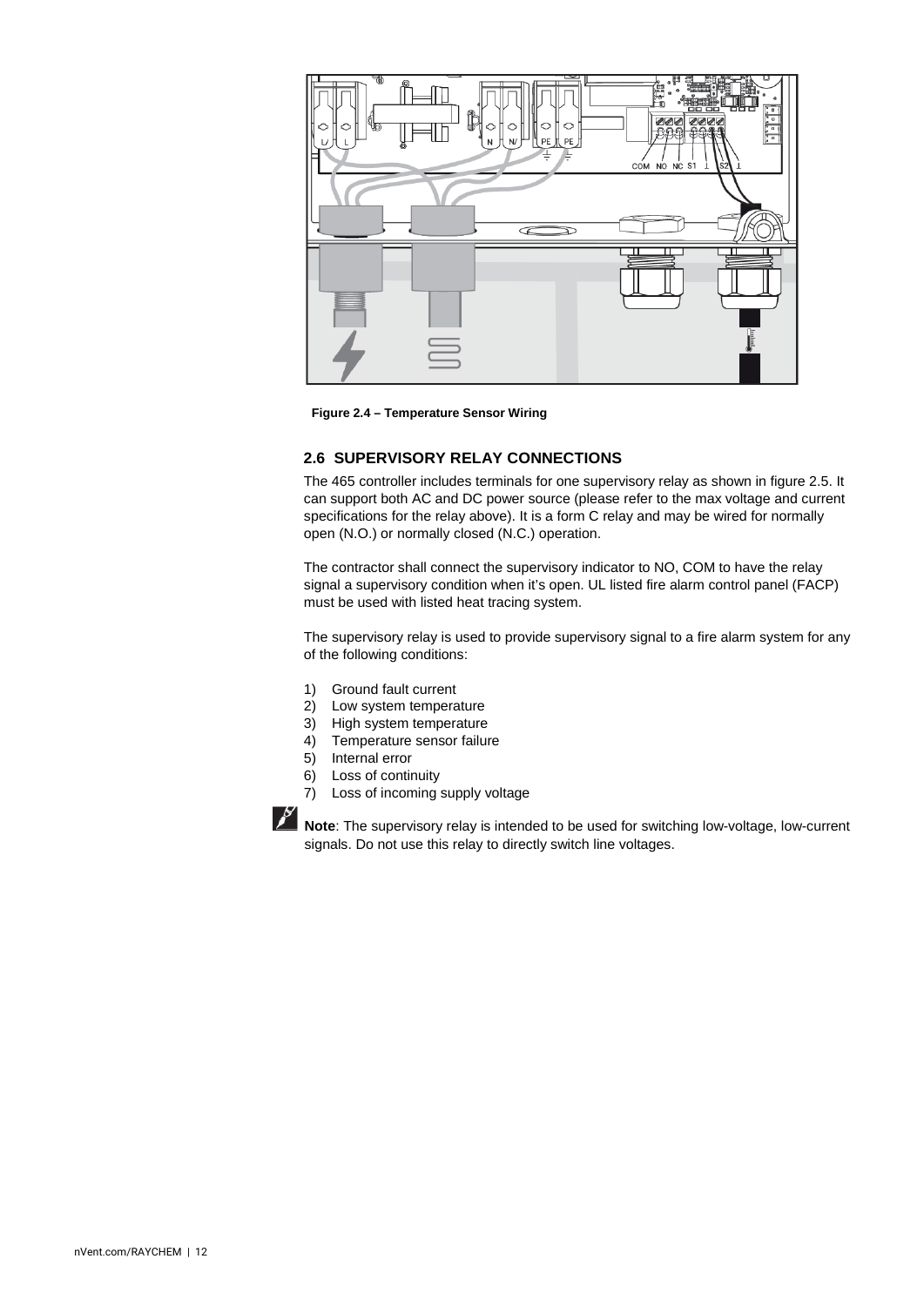**Figure 2.4 – Temperature Sensor Wiring**

## 2.6 SUPERVISORY RELAY CONNECTIONS

The 465 controller includes terminals for one supervisory relay as shown in figure 2.5. It can support both AC and DC power source (please refer to the max voltage and current specifications for the relay above). It is a form C relay and may be wired for normally open (N.O.) or normally closed (N.C.) operation.

The contractor shall connect the supervisory indicator to NO, COM to have the relay signal a supervisory condition when it's open. UL listed fire alarm control panel (FACP) must be used with listed heat tracing system.

The supervisory relay is used to provide supervisory signal to a fire alarm system for any of the following conditions:

1) Ground fault current
2) Low system temperature
3) High system temperature
4) Temperature sensor failure
5) Internal error
6) Loss of continuity
7) Loss of incoming supply voltage

**Note**: The supervisory relay is intended to be used for switching low-voltage, low-current signals. Do not use this relay to directly switch line voltages.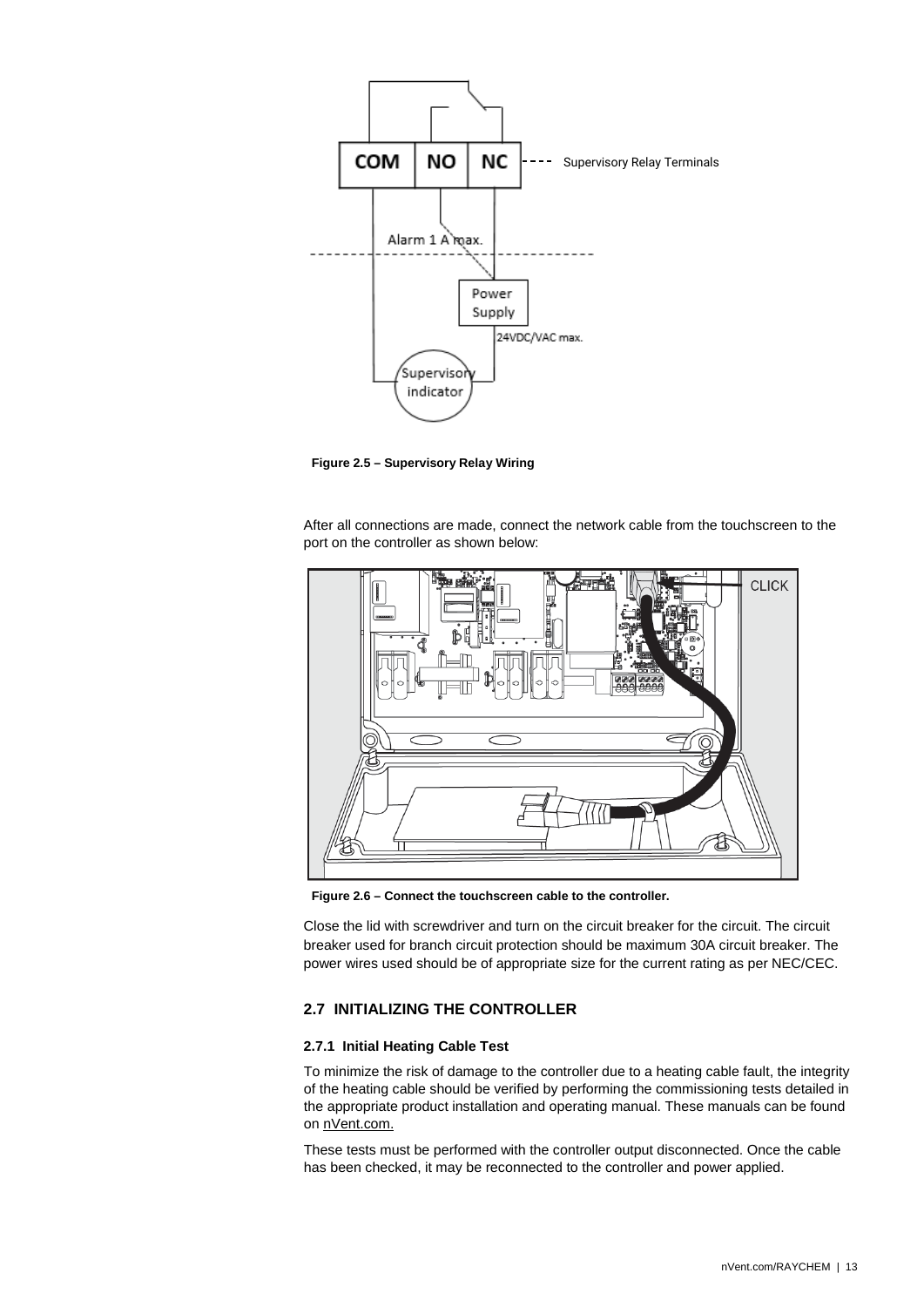Figure 2.5 – Supervisory Relay Wiring

After all connections are made, connect the network cable from the touchscreen to the port on the controller as shown below:

Figure 2.6 – Connect the touchscreen cable to the controller.

Close the lid with screwdriver and turn on the circuit breaker for the circuit. The circuit breaker used for branch circuit protection should be maximum 30A circuit breaker. The power wires used should be of appropriate size for the current rating as per NEC/CEC.

## 2.7 INITIALIZING THE CONTROLLER

### 2.7.1 Initial Heating Cable Test

To minimize the risk of damage to the controller due to a heating cable fault, the integrity of the heating cable should be verified by performing the commissioning tests detailed in the appropriate product installation and operating manual. These manuals can be found on nVent.com.

These tests must be performed with the controller output disconnected. Once the cable has been checked, it may be reconnected to the controller and power applied.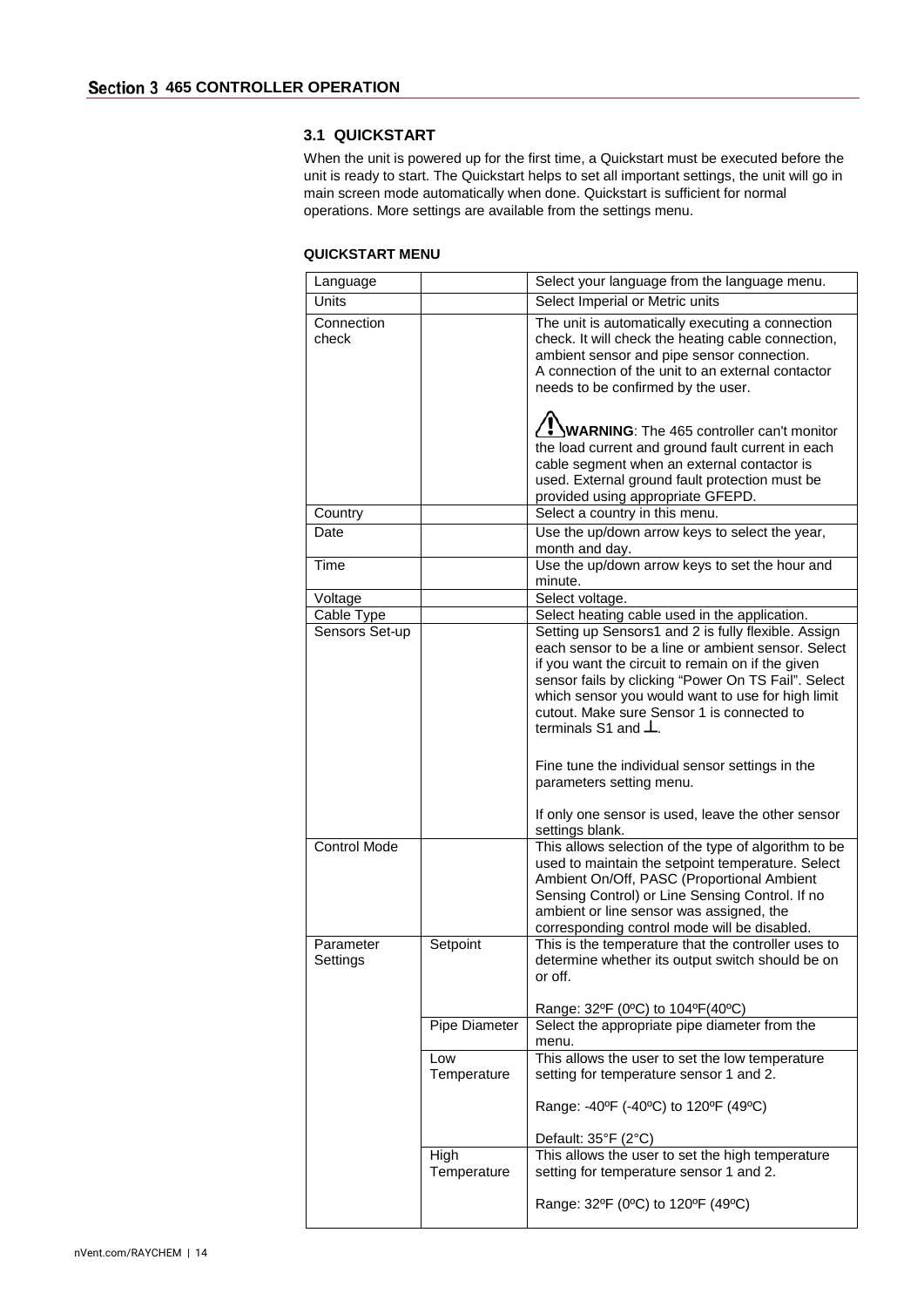## Section 3 465 CONTROLLER OPERATION

### 3.1 QUICKSTART

When the unit is powered up for the first time, a Quickstart must be executed before the unit is ready to start. The Quickstart helps to set all important settings, the unit will go in main screen mode automatically when done. Quickstart is sufficient for normal operations. More settings are available from the settings menu.

**QUICKSTART MENU**

| | | |
|---|---|---|
| Language | | Select your language from the language menu. |
| Units | | Select Imperial or Metric units |
| Connection check | | The unit is automatically executing a connection check. It will check the heating cable connection, ambient sensor and pipe sensor connection. A connection of the unit to an external contactor needs to be confirmed by the user.<br><br>⚠ **WARNING**: The 465 controller can't monitor the load current and ground fault current in each cable segment when an external contactor is used. External ground fault protection must be provided using appropriate GFEPD. |
| Country | | Select a country in this menu. |
| Date | | Use the up/down arrow keys to select the year, month and day. |
| Time | | Use the up/down arrow keys to set the hour and minute. |
| Voltage | | Select voltage. |
| Cable Type | | Select heating cable used in the application. |
| Sensors Set-up | | Setting up Sensors1 and 2 is fully flexible. Assign each sensor to be a line or ambient sensor. Select if you want the circuit to remain on if the given sensor fails by clicking "Power On TS Fail". Select which sensor you would want to use for high limit cutout. Make sure Sensor 1 is connected to terminals S1 and ⊥.<br><br>Fine tune the individual sensor settings in the parameters setting menu.<br><br>If only one sensor is used, leave the other sensor settings blank. |
| Control Mode | | This allows selection of the type of algorithm to be used to maintain the setpoint temperature. Select Ambient On/Off, PASC (Proportional Ambient Sensing Control) or Line Sensing Control. If no ambient or line sensor was assigned, the corresponding control mode will be disabled. |
| Parameter Settings | Setpoint | This is the temperature that the controller uses to determine whether its output switch should be on or off.<br><br>Range: 32ºF (0ºC) to 104ºF(40ºC) |
| | Pipe Diameter | Select the appropriate pipe diameter from the menu. |
| | Low Temperature | This allows the user to set the low temperature setting for temperature sensor 1 and 2.<br><br>Range: -40ºF (-40ºC) to 120ºF (49ºC)<br><br>Default: 35°F (2°C) |
| | High Temperature | This allows the user to set the high temperature setting for temperature sensor 1 and 2.<br><br>Range: 32ºF (0ºC) to 120ºF (49ºC) |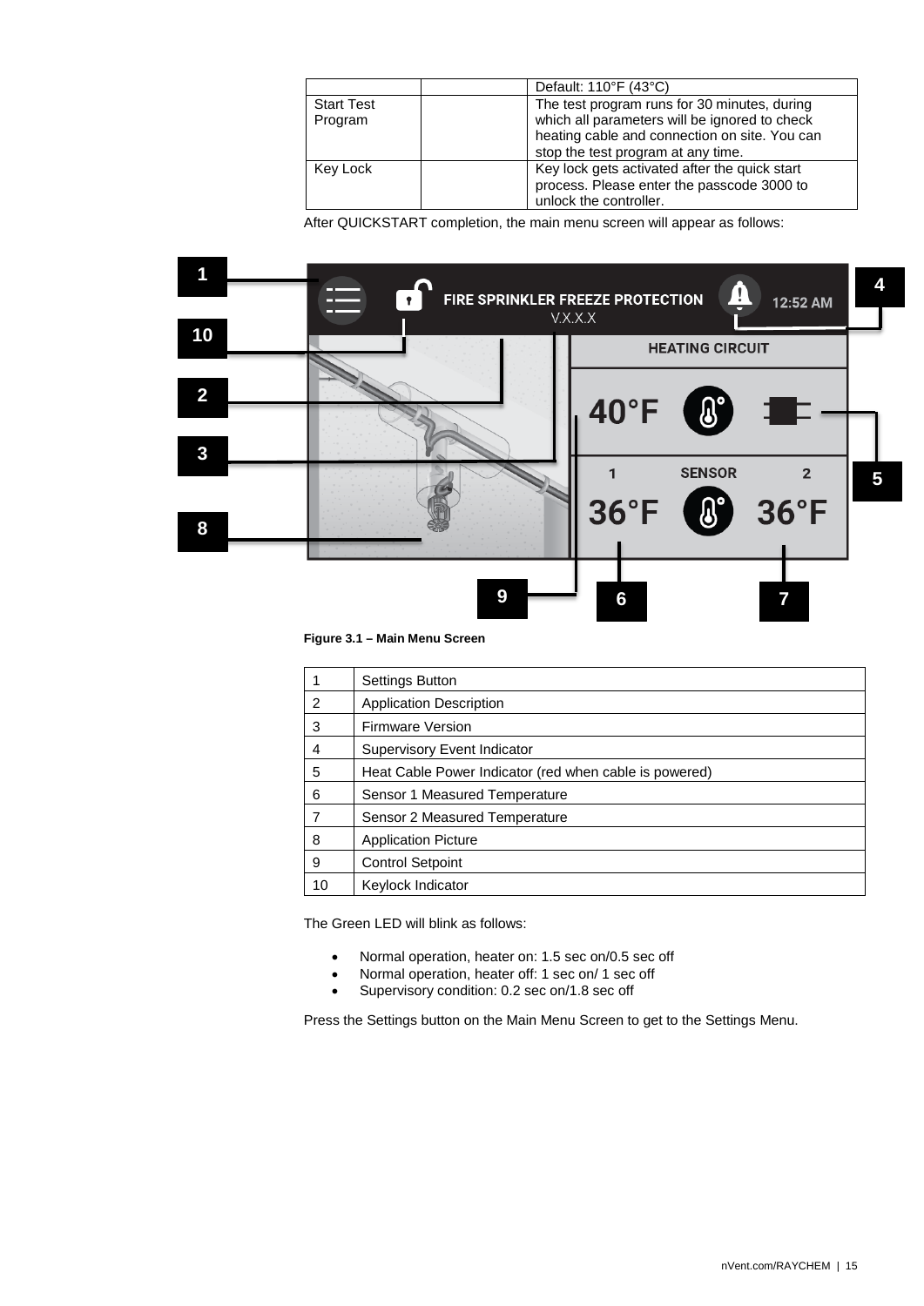| | | Default: 110°F (43°C) |
|---|---|---|
| Start Test Program | | The test program runs for 30 minutes, during which all parameters will be ignored to check heating cable and connection on site. You can stop the test program at any time. |
| Key Lock | | Key lock gets activated after the quick start process. Please enter the passcode 3000 to unlock the controller. |

After QUICKSTART completion, the main menu screen will appear as follows:

**Figure 3.1 – Main Menu Screen**

| 1 | Settings Button |
|---|---|
| 2 | Application Description |
| 3 | Firmware Version |
| 4 | Supervisory Event Indicator |
| 5 | Heat Cable Power Indicator (red when cable is powered) |
| 6 | Sensor 1 Measured Temperature |
| 7 | Sensor 2 Measured Temperature |
| 8 | Application Picture |
| 9 | Control Setpoint |
| 10 | Keylock Indicator |

The Green LED will blink as follows:

- Normal operation, heater on: 1.5 sec on/0.5 sec off
- Normal operation, heater off: 1 sec on/ 1 sec off
- Supervisory condition: 0.2 sec on/1.8 sec off

Press the Settings button on the Main Menu Screen to get to the Settings Menu.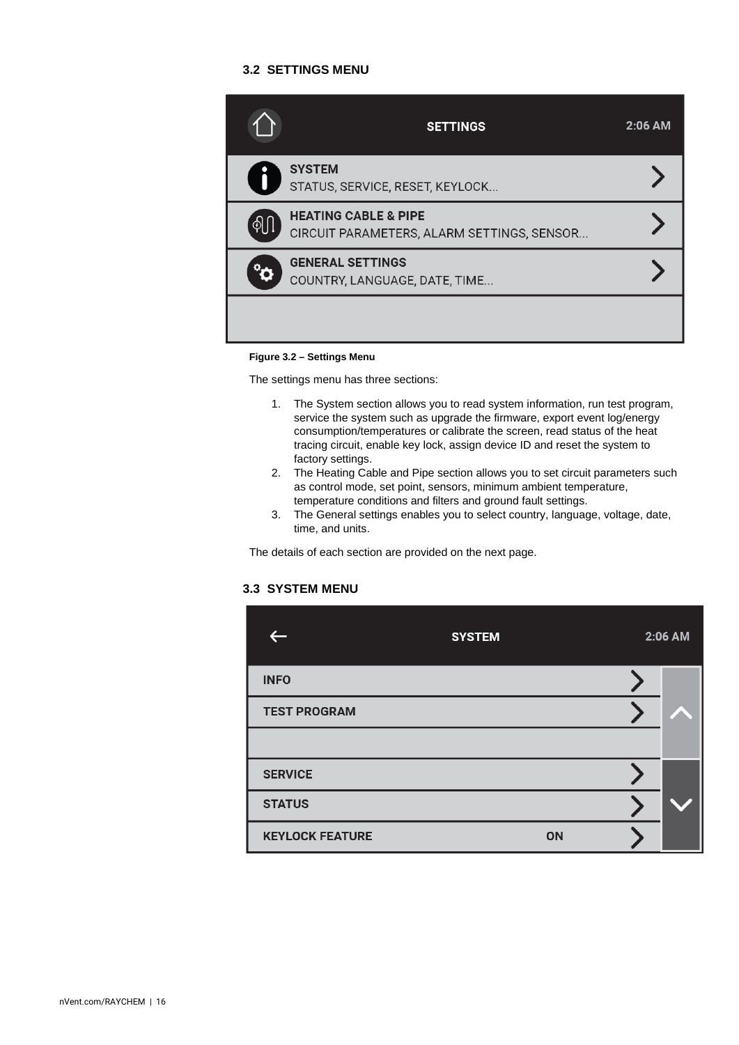### 3.2 SETTINGS MENU

SETTINGS 2:06 AM

SYSTEM
STATUS, SERVICE, RESET, KEYLOCK...

HEATING CABLE & PIPE
CIRCUIT PARAMETERS, ALARM SETTINGS, SENSOR...

GENERAL SETTINGS
COUNTRY, LANGUAGE, DATE, TIME...

**Figure 3.2 – Settings Menu**

The settings menu has three sections:

1. The System section allows you to read system information, run test program, service the system such as upgrade the firmware, export event log/energy consumption/temperatures or calibrate the screen, read status of the heat tracing circuit, enable key lock, assign device ID and reset the system to factory settings.
2. The Heating Cable and Pipe section allows you to set circuit parameters such as control mode, set point, sensors, minimum ambient temperature, temperature conditions and filters and ground fault settings.
3. The General settings enables you to select country, language, voltage, date, time, and units.

The details of each section are provided on the next page.

### 3.3 SYSTEM MENU

SYSTEM 2:06 AM

INFO

TEST PROGRAM

SERVICE

STATUS

KEYLOCK FEATURE ON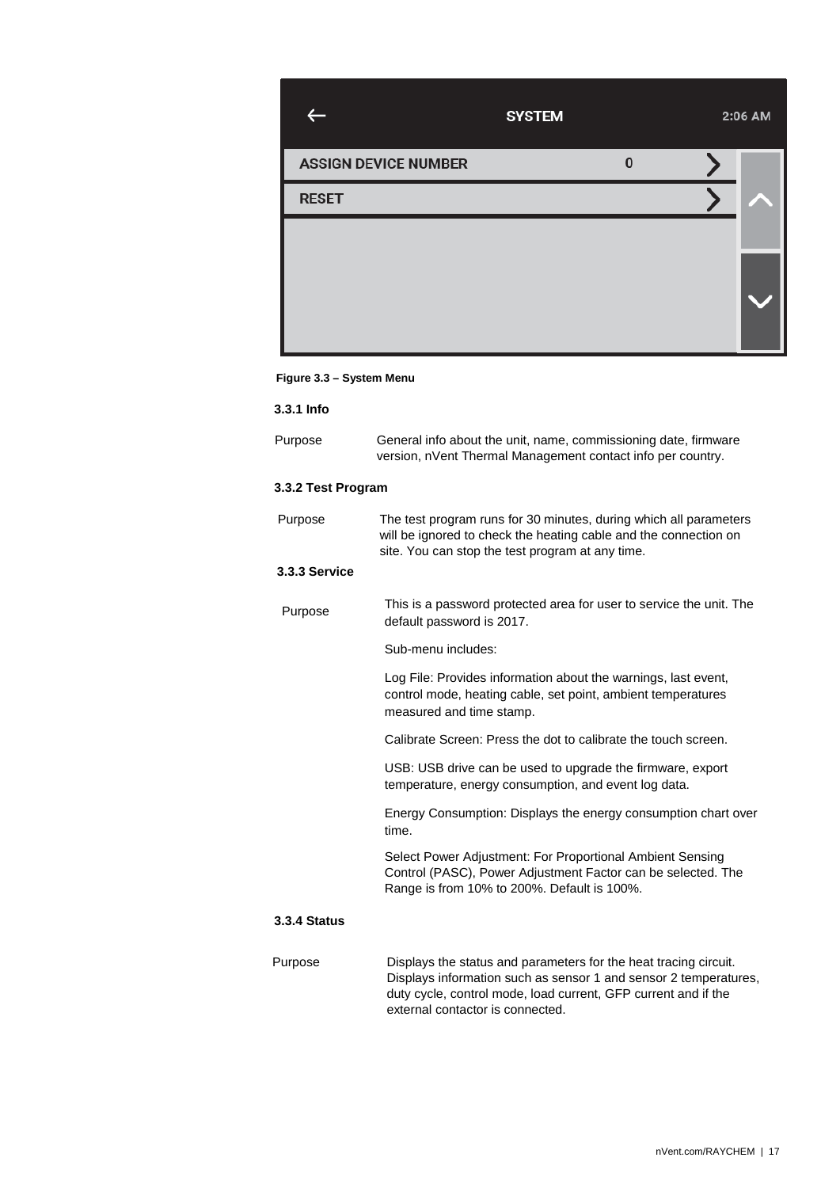Figure 3.3 – System Menu

### 3.3.1 Info

| | |
|---|---|
| Purpose | General info about the unit, name, commissioning date, firmware version, nVent Thermal Management contact info per country. |

### 3.3.2 Test Program

| | |
|---|---|
| Purpose | The test program runs for 30 minutes, during which all parameters will be ignored to check the heating cable and the connection on site. You can stop the test program at any time. |

### 3.3.3 Service

Purpose

This is a password protected area for user to service the unit. The default password is 2017.

Sub-menu includes:

Log File: Provides information about the warnings, last event, control mode, heating cable, set point, ambient temperatures measured and time stamp.

Calibrate Screen: Press the dot to calibrate the touch screen.

USB: USB drive can be used to upgrade the firmware, export temperature, energy consumption, and event log data.

Energy Consumption: Displays the energy consumption chart over time.

Select Power Adjustment: For Proportional Ambient Sensing Control (PASC), Power Adjustment Factor can be selected. The Range is from 10% to 200%. Default is 100%.

### 3.3.4 Status

| | |
|---|---|
| Purpose | Displays the status and parameters for the heat tracing circuit. Displays information such as sensor 1 and sensor 2 temperatures, duty cycle, control mode, load current, GFP current and if the external contactor is connected. |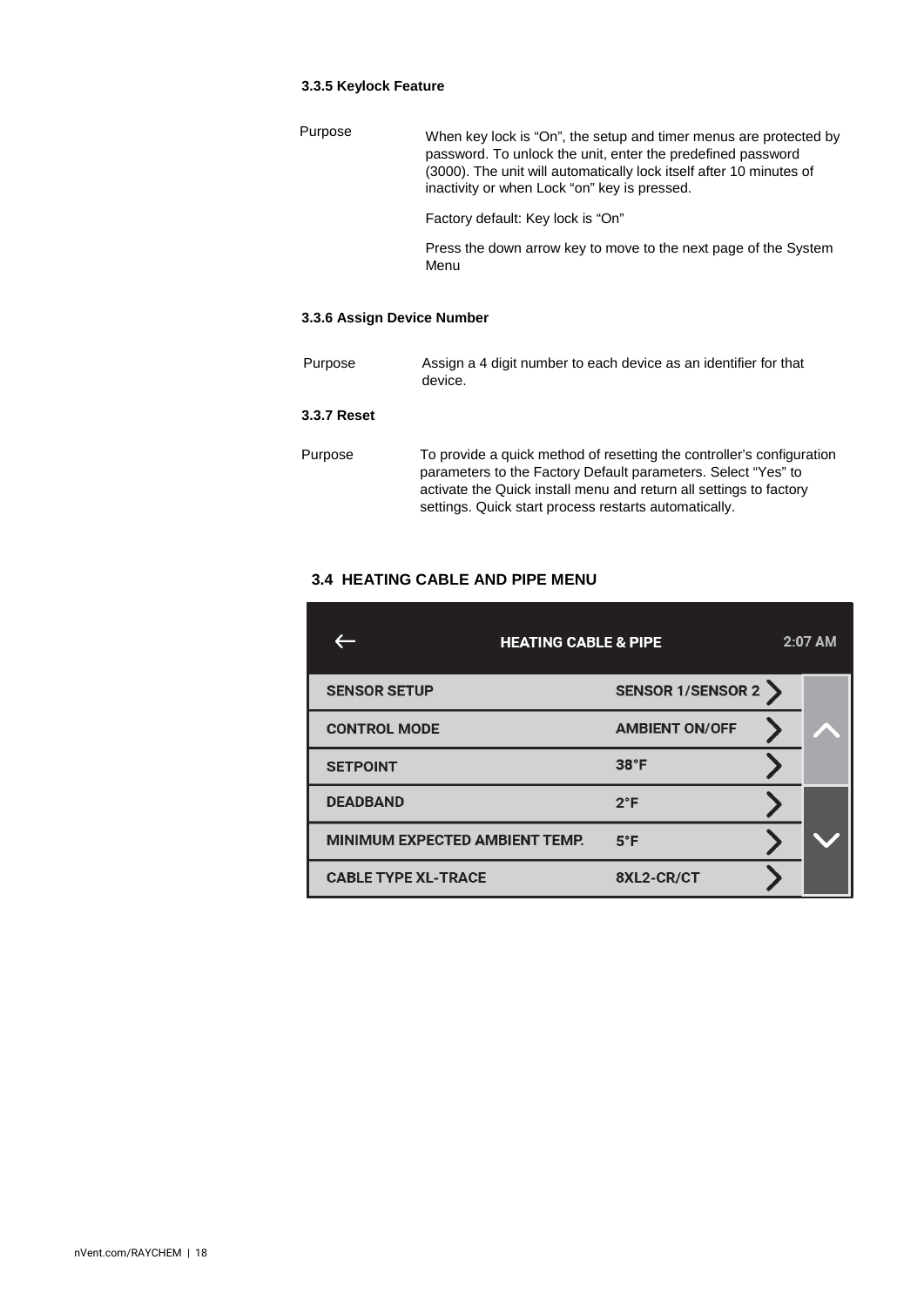### 3.3.5 Keylock Feature

Purpose

When key lock is “On”, the setup and timer menus are protected by password. To unlock the unit, enter the predefined password (3000). The unit will automatically lock itself after 10 minutes of inactivity or when Lock “on” key is pressed.

Factory default: Key lock is “On”

Press the down arrow key to move to the next page of the System Menu

### 3.3.6 Assign Device Number

Purpose

Assign a 4 digit number to each device as an identifier for that device.

### 3.3.7 Reset

Purpose

To provide a quick method of resetting the controller’s configuration parameters to the Factory Default parameters. Select “Yes” to activate the Quick install menu and return all settings to factory settings. Quick start process restarts automatically.

## 3.4 HEATING CABLE AND PIPE MENU

| ← HEATING CABLE & PIPE | 2:07 AM |
|---|---|
| SENSOR SETUP | SENSOR 1/SENSOR 2 |
| CONTROL MODE | AMBIENT ON/OFF |
| SETPOINT | 38°F |
| DEADBAND | 2°F |
| MINIMUM EXPECTED AMBIENT TEMP. | 5°F |
| CABLE TYPE XL-TRACE | 8XL2-CR/CT |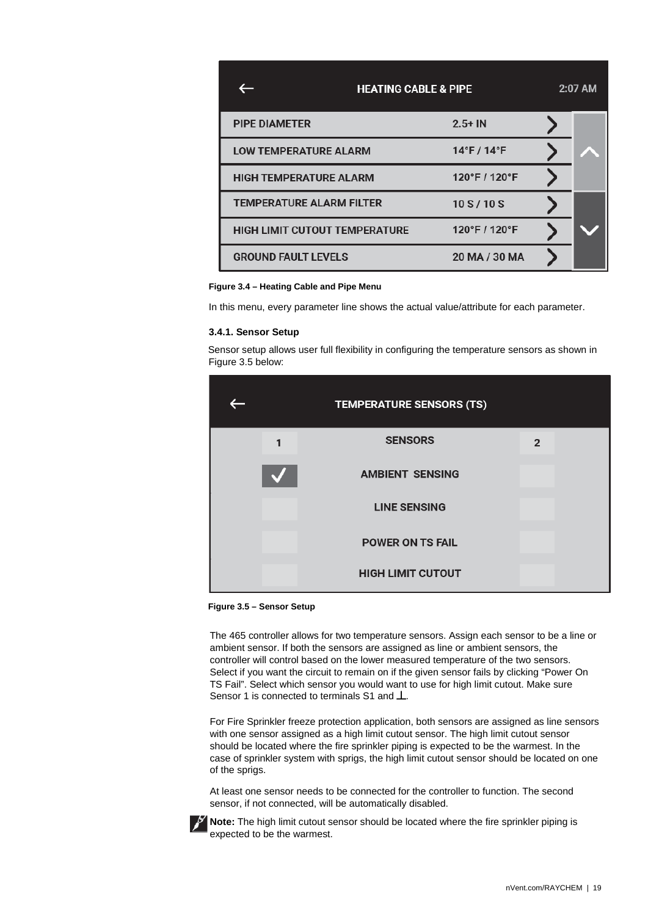| HEATING CABLE & PIPE | 2:07 AM |
| --- | --- |
| PIPE DIAMETER | 2.5+ IN |
| LOW TEMPERATURE ALARM | 14°F / 14°F |
| HIGH TEMPERATURE ALARM | 120°F / 120°F |
| TEMPERATURE ALARM FILTER | 10 S / 10 S |
| HIGH LIMIT CUTOUT TEMPERATURE | 120°F / 120°F |
| GROUND FAULT LEVELS | 20 MA / 30 MA |

**Figure 3.4 – Heating Cable and Pipe Menu**

In this menu, every parameter line shows the actual value/attribute for each parameter.

### 3.4.1. Sensor Setup

Sensor setup allows user full flexibility in configuring the temperature sensors as shown in Figure 3.5 below:

TEMPERATURE SENSORS (TS)

| 1 | SENSORS | 2 |
| --- | --- | --- |
| ✓ | AMBIENT SENSING | |
| | LINE SENSING | |
| | POWER ON TS FAIL | |
| | HIGH LIMIT CUTOUT | |

**Figure 3.5 – Sensor Setup**

The 465 controller allows for two temperature sensors. Assign each sensor to be a line or ambient sensor. If both the sensors are assigned as line or ambient sensors, the controller will control based on the lower measured temperature of the two sensors. Select if you want the circuit to remain on if the given sensor fails by clicking "Power On TS Fail". Select which sensor you would want to use for high limit cutout. Make sure Sensor 1 is connected to terminals S1 and ⊥.

For Fire Sprinkler freeze protection application, both sensors are assigned as line sensors with one sensor assigned as a high limit cutout sensor. The high limit cutout sensor should be located where the fire sprinkler piping is expected to be the warmest. In the case of sprinkler system with sprigs, the high limit cutout sensor should be located on one of the sprigs.

At least one sensor needs to be connected for the controller to function. The second sensor, if not connected, will be automatically disabled.

**Note:** The high limit cutout sensor should be located where the fire sprinkler piping is expected to be the warmest.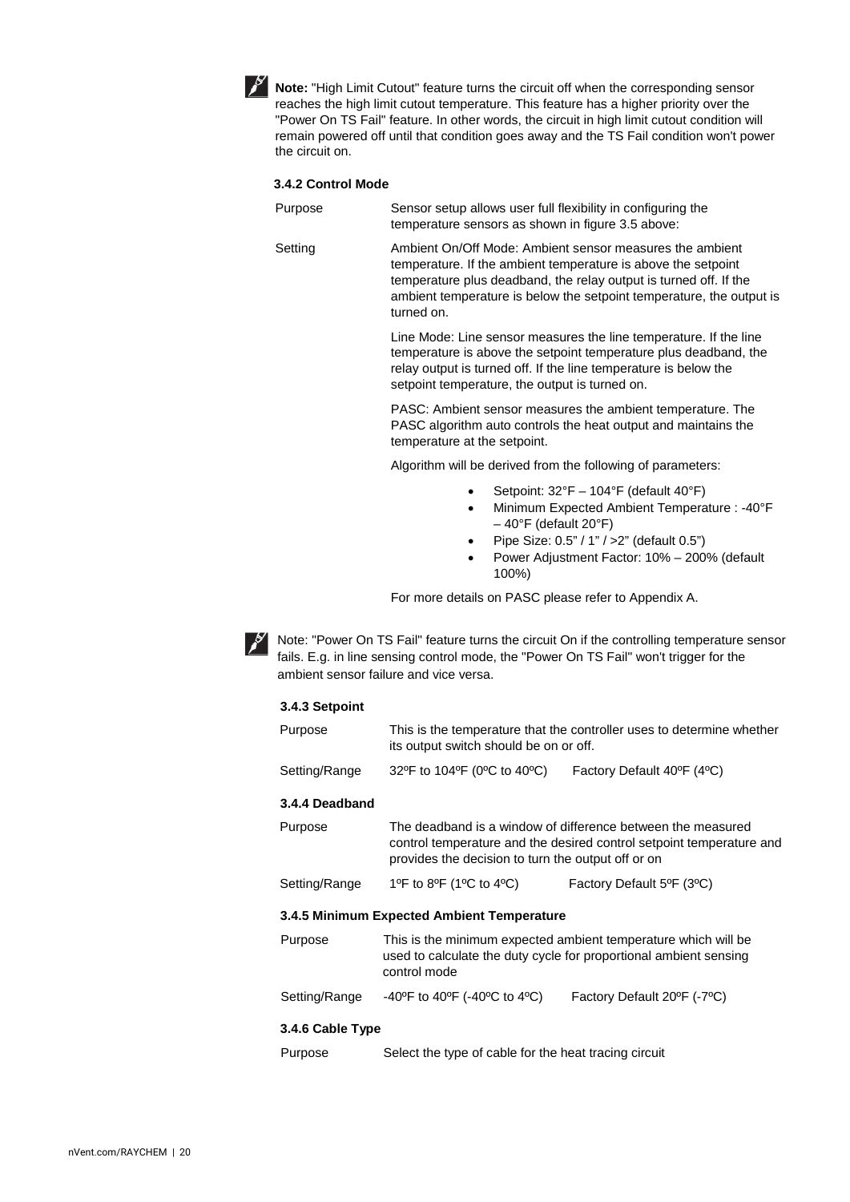**Note:** "High Limit Cutout" feature turns the circuit off when the corresponding sensor reaches the high limit cutout temperature. This feature has a higher priority over the "Power On TS Fail" feature. In other words, the circuit in high limit cutout condition will remain powered off until that condition goes away and the TS Fail condition won't power the circuit on.

#### 3.4.2 Control Mode

| | |
|---|---|
| Purpose | Sensor setup allows user full flexibility in configuring the temperature sensors as shown in figure 3.5 above: |
| Setting | Ambient On/Off Mode: Ambient sensor measures the ambient temperature. If the ambient temperature is above the setpoint temperature plus deadband, the relay output is turned off. If the ambient temperature is below the setpoint temperature, the output is turned on. |

Line Mode: Line sensor measures the line temperature. If the line temperature is above the setpoint temperature plus deadband, the relay output is turned off. If the line temperature is below the setpoint temperature, the output is turned on.

PASC: Ambient sensor measures the ambient temperature. The PASC algorithm auto controls the heat output and maintains the temperature at the setpoint.

Algorithm will be derived from the following of parameters:

- Setpoint: 32°F – 104°F (default 40°F)
- Minimum Expected Ambient Temperature : -40°F – 40°F (default 20°F)
- Pipe Size: 0.5" / 1" / >2" (default 0.5")
- Power Adjustment Factor: 10% – 200% (default 100%)

For more details on PASC please refer to Appendix A.

Note: "Power On TS Fail" feature turns the circuit On if the controlling temperature sensor fails. E.g. in line sensing control mode, the "Power On TS Fail" won't trigger for the ambient sensor failure and vice versa.

#### 3.4.3 Setpoint

| | | |
|---|---|---|
| Purpose | This is the temperature that the controller uses to determine whether its output switch should be on or off. | |
| Setting/Range | 32ºF to 104ºF (0ºC to 40ºC) | Factory Default 40ºF (4ºC) |

#### 3.4.4 Deadband

| | | |
|---|---|---|
| Purpose | The deadband is a window of difference between the measured control temperature and the desired control setpoint temperature and provides the decision to turn the output off or on | |
| Setting/Range | 1ºF to 8ºF (1ºC to 4ºC) | Factory Default 5ºF (3ºC) |

#### 3.4.5 Minimum Expected Ambient Temperature

| | | |
|---|---|---|
| Purpose | This is the minimum expected ambient temperature which will be used to calculate the duty cycle for proportional ambient sensing control mode | |
| Setting/Range | -40ºF to 40ºF (-40ºC to 4ºC) | Factory Default 20ºF (-7ºC) |

#### 3.4.6 Cable Type

| | |
|---|---|
| Purpose | Select the type of cable for the heat tracing circuit |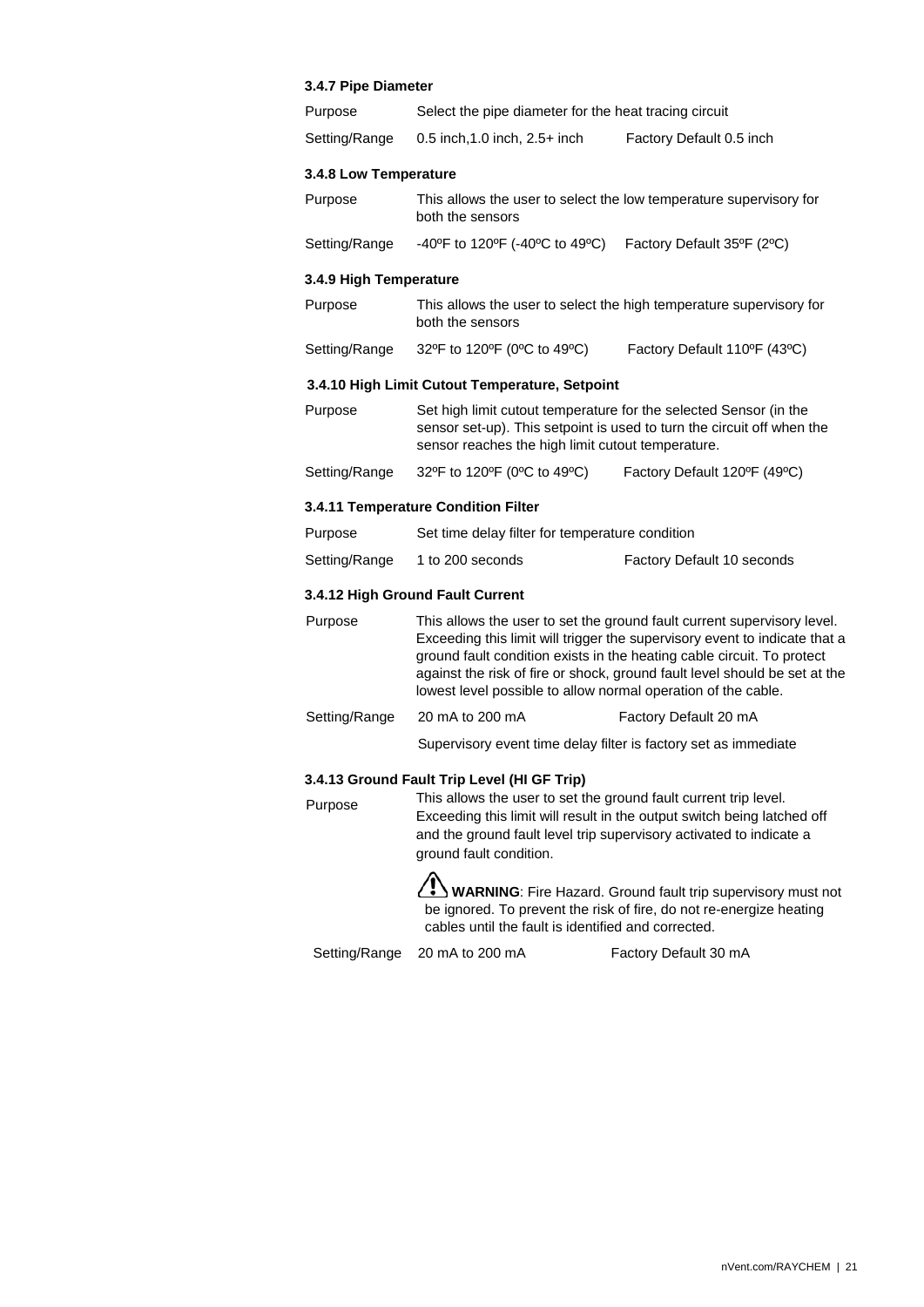### 3.4.7 Pipe Diameter

| | | |
|---|---|---|
| Purpose | Select the pipe diameter for the heat tracing circuit | |
| Setting/Range | 0.5 inch,1.0 inch, 2.5+ inch | Factory Default 0.5 inch |

### 3.4.8 Low Temperature

| | | |
|---|---|---|
| Purpose | This allows the user to select the low temperature supervisory for both the sensors | |
| Setting/Range | -40ºF to 120ºF (-40ºC to 49ºC) | Factory Default 35ºF (2ºC) |

### 3.4.9 High Temperature

| | | |
|---|---|---|
| Purpose | This allows the user to select the high temperature supervisory for both the sensors | |
| Setting/Range | 32ºF to 120ºF (0ºC to 49ºC) | Factory Default 110ºF (43ºC) |

### 3.4.10 High Limit Cutout Temperature, Setpoint

| | | |
|---|---|---|
| Purpose | Set high limit cutout temperature for the selected Sensor (in the sensor set-up). This setpoint is used to turn the circuit off when the sensor reaches the high limit cutout temperature. | |
| Setting/Range | 32ºF to 120ºF (0ºC to 49ºC) | Factory Default 120ºF (49ºC) |

### 3.4.11 Temperature Condition Filter

| | | |
|---|---|---|
| Purpose | Set time delay filter for temperature condition | |
| Setting/Range | 1 to 200 seconds | Factory Default 10 seconds |

### 3.4.12 High Ground Fault Current

| | | |
|---|---|---|
| Purpose | This allows the user to set the ground fault current supervisory level. Exceeding this limit will trigger the supervisory event to indicate that a ground fault condition exists in the heating cable circuit. To protect against the risk of fire or shock, ground fault level should be set at the lowest level possible to allow normal operation of the cable. | |
| Setting/Range | 20 mA to 200 mA | Factory Default 20 mA |
| | Supervisory event time delay filter is factory set as immediate | |

### 3.4.13 Ground Fault Trip Level (HI GF Trip)

| | | |
|---|---|---|
| Purpose | This allows the user to set the ground fault current trip level. Exceeding this limit will result in the output switch being latched off and the ground fault level trip supervisory activated to indicate a ground fault condition. | |
| | ⚠ **WARNING**: Fire Hazard. Ground fault trip supervisory must not be ignored. To prevent the risk of fire, do not re-energize heating cables until the fault is identified and corrected. | |
| Setting/Range | 20 mA to 200 mA | Factory Default 30 mA |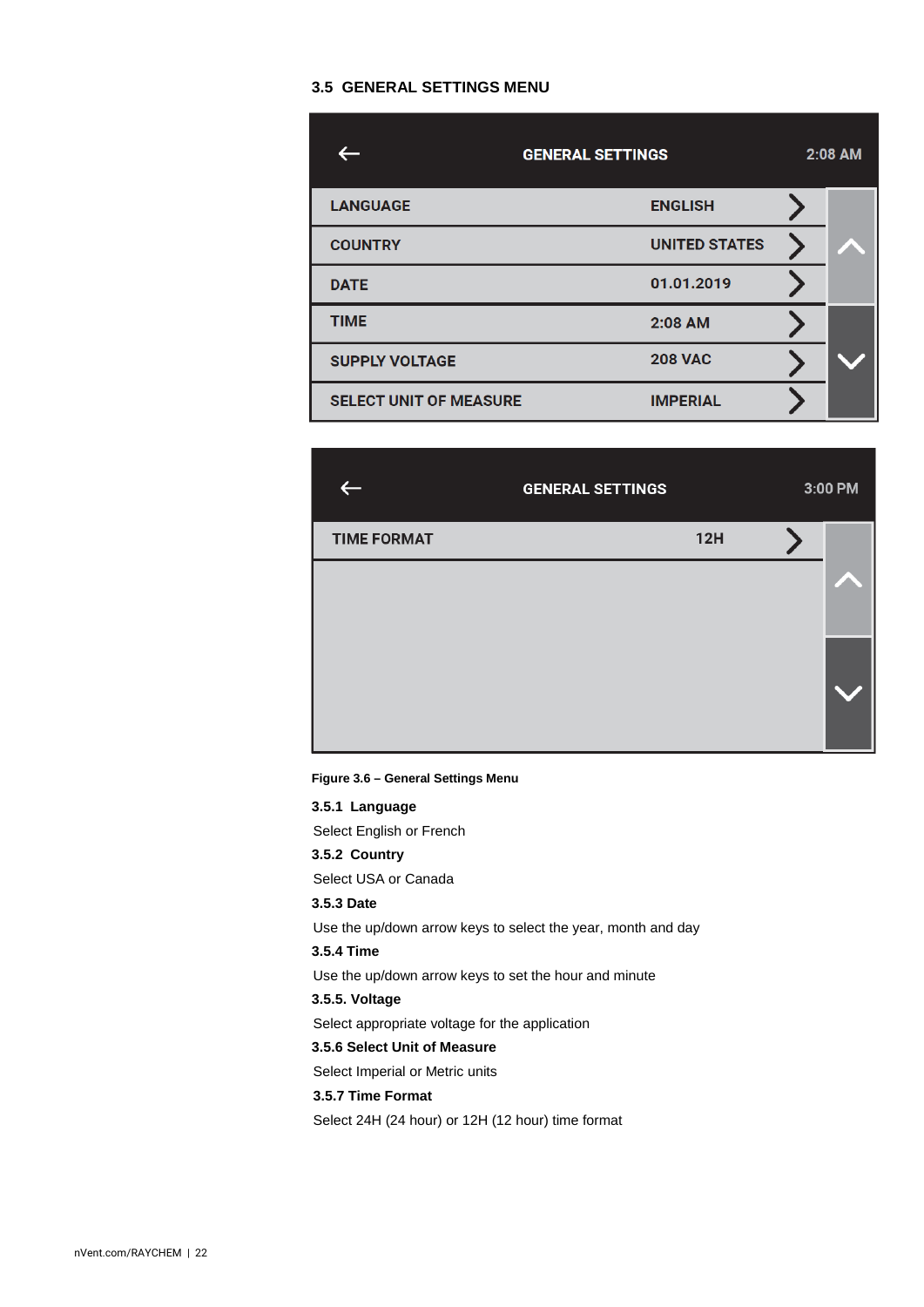## 3.5 GENERAL SETTINGS MENU

| GENERAL SETTINGS | 2:08 AM |
|---|---|
| LANGUAGE | ENGLISH |
| COUNTRY | UNITED STATES |
| DATE | 01.01.2019 |
| TIME | 2:08 AM |
| SUPPLY VOLTAGE | 208 VAC |
| SELECT UNIT OF MEASURE | IMPERIAL |

| GENERAL SETTINGS | 3:00 PM |
|---|---|
| TIME FORMAT | 12H |

**Figure 3.6 – General Settings Menu**

### 3.5.1 Language

Select English or French

### 3.5.2 Country

Select USA or Canada

### 3.5.3 Date

Use the up/down arrow keys to select the year, month and day

### 3.5.4 Time

Use the up/down arrow keys to set the hour and minute

### 3.5.5. Voltage

Select appropriate voltage for the application

### 3.5.6 Select Unit of Measure

Select Imperial or Metric units

### 3.5.7 Time Format

Select 24H (24 hour) or 12H (12 hour) time format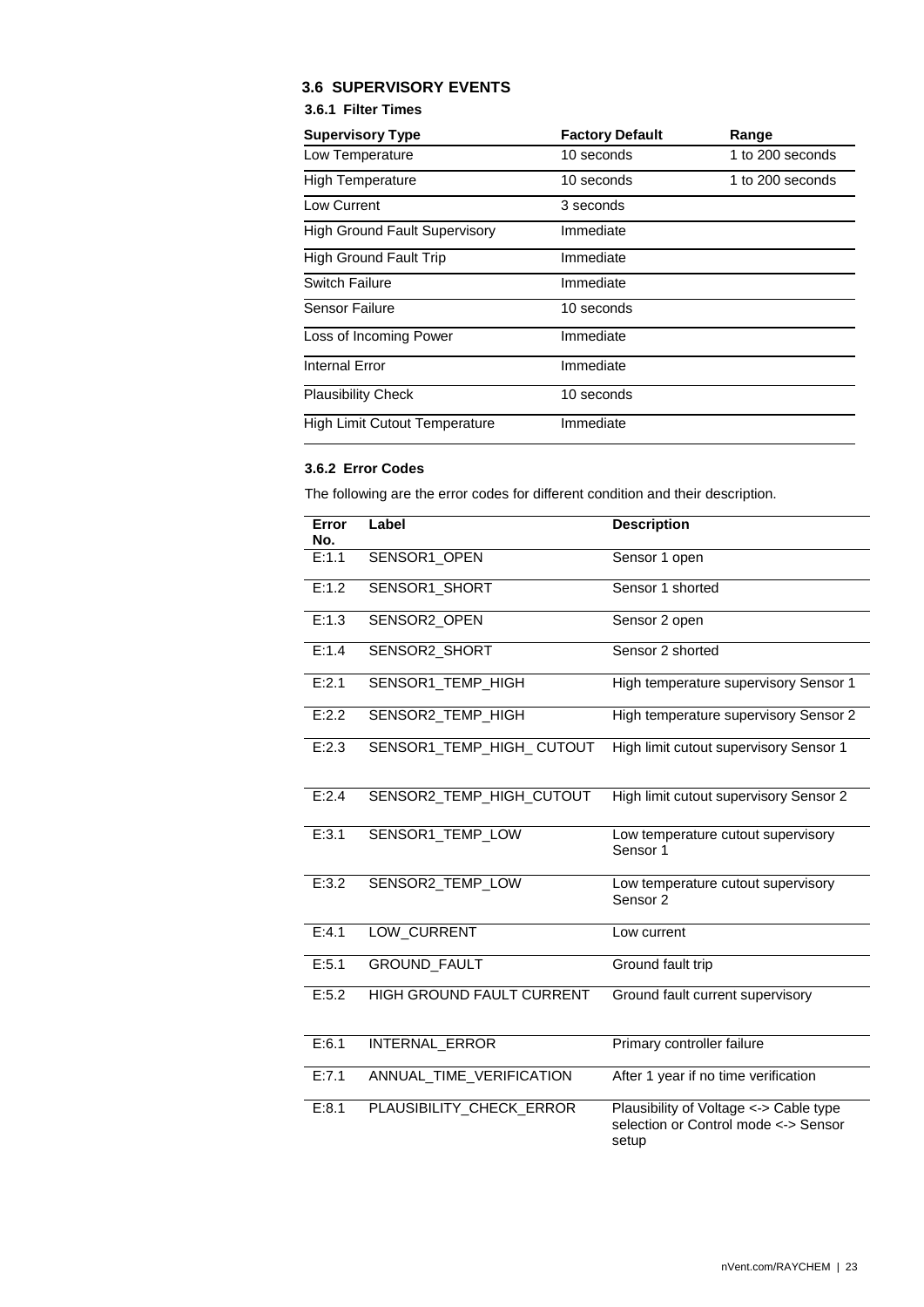## 3.6 SUPERVISORY EVENTS

### 3.6.1 Filter Times

| Supervisory Type | Factory Default | Range |
|---|---|---|
| Low Temperature | 10 seconds | 1 to 200 seconds |
| High Temperature | 10 seconds | 1 to 200 seconds |
| Low Current | 3 seconds | |
| High Ground Fault Supervisory | Immediate | |
| High Ground Fault Trip | Immediate | |
| Switch Failure | Immediate | |
| Sensor Failure | 10 seconds | |
| Loss of Incoming Power | Immediate | |
| Internal Error | Immediate | |
| Plausibility Check | 10 seconds | |
| High Limit Cutout Temperature | Immediate | |

### 3.6.2 Error Codes

The following are the error codes for different condition and their description.

| Error No. | Label | Description |
|---|---|---|
| E:1.1 | SENSOR1_OPEN | Sensor 1 open |
| E:1.2 | SENSOR1_SHORT | Sensor 1 shorted |
| E:1.3 | SENSOR2_OPEN | Sensor 2 open |
| E:1.4 | SENSOR2_SHORT | Sensor 2 shorted |
| E:2.1 | SENSOR1_TEMP_HIGH | High temperature supervisory Sensor 1 |
| E:2.2 | SENSOR2_TEMP_HIGH | High temperature supervisory Sensor 2 |
| E:2.3 | SENSOR1_TEMP_HIGH_ CUTOUT | High limit cutout supervisory Sensor 1 |
| E:2.4 | SENSOR2_TEMP_HIGH_CUTOUT | High limit cutout supervisory Sensor 2 |
| E:3.1 | SENSOR1_TEMP_LOW | Low temperature cutout supervisory Sensor 1 |
| E:3.2 | SENSOR2_TEMP_LOW | Low temperature cutout supervisory Sensor 2 |
| E:4.1 | LOW_CURRENT | Low current |
| E:5.1 | GROUND_FAULT | Ground fault trip |
| E:5.2 | HIGH GROUND FAULT CURRENT | Ground fault current supervisory |
| E:6.1 | INTERNAL_ERROR | Primary controller failure |
| E:7.1 | ANNUAL_TIME_VERIFICATION | After 1 year if no time verification |
| E:8.1 | PLAUSIBILITY_CHECK_ERROR | Plausibility of Voltage <-> Cable type selection or Control mode <-> Sensor setup |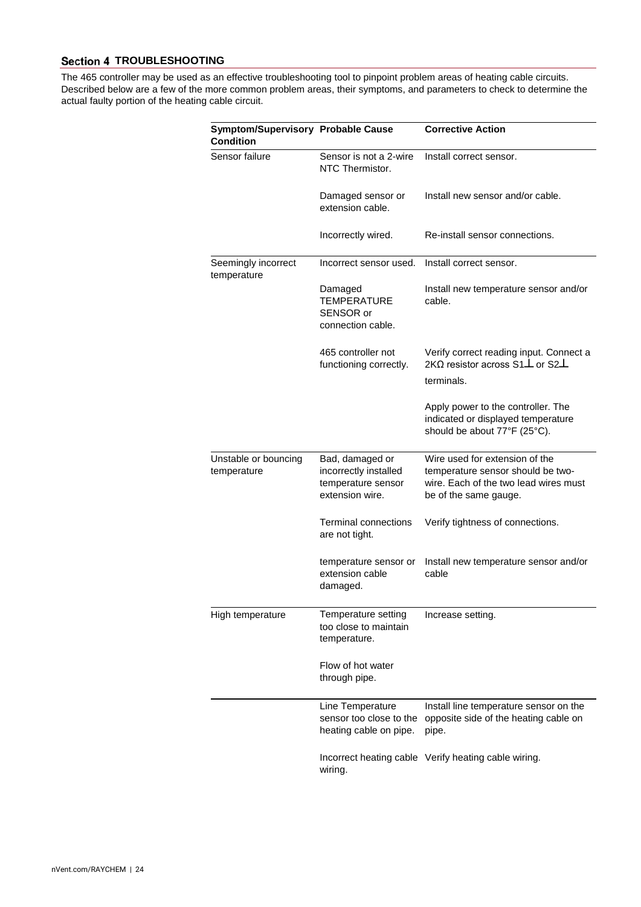## Section 4 TROUBLESHOOTING

The 465 controller may be used as an effective troubleshooting tool to pinpoint problem areas of heating cable circuits. Described below are a few of the more common problem areas, their symptoms, and parameters to check to determine the actual faulty portion of the heating cable circuit.

| Symptom/Supervisory Condition | Probable Cause | Corrective Action |
|---|---|---|
| Sensor failure | Sensor is not a 2-wire NTC Thermistor. | Install correct sensor. |
| | Damaged sensor or extension cable. | Install new sensor and/or cable. |
| | Incorrectly wired. | Re-install sensor connections. |
| Seemingly incorrect temperature | Incorrect sensor used. | Install correct sensor. |
| | Damaged TEMPERATURE SENSOR or connection cable. | Install new temperature sensor and/or cable. |
| | 465 controller not functioning correctly. | Verify correct reading input. Connect a 2KΩ resistor across S1⊥ or S2⊥ terminals. Apply power to the controller. The indicated or displayed temperature should be about 77°F (25°C). |
| Unstable or bouncing temperature | Bad, damaged or incorrectly installed temperature sensor extension wire. | Wire used for extension of the temperature sensor should be two-wire. Each of the two lead wires must be of the same gauge. |
| | Terminal connections are not tight. | Verify tightness of connections. |
| | temperature sensor or extension cable damaged. | Install new temperature sensor and/or cable |
| High temperature | Temperature setting too close to maintain temperature. | Increase setting. |
| | Flow of hot water through pipe. | |
| | Line Temperature sensor too close to the heating cable on pipe. | Install line temperature sensor on the opposite side of the heating cable on pipe. |
| | Incorrect heating cable wiring. | Verify heating cable wiring. |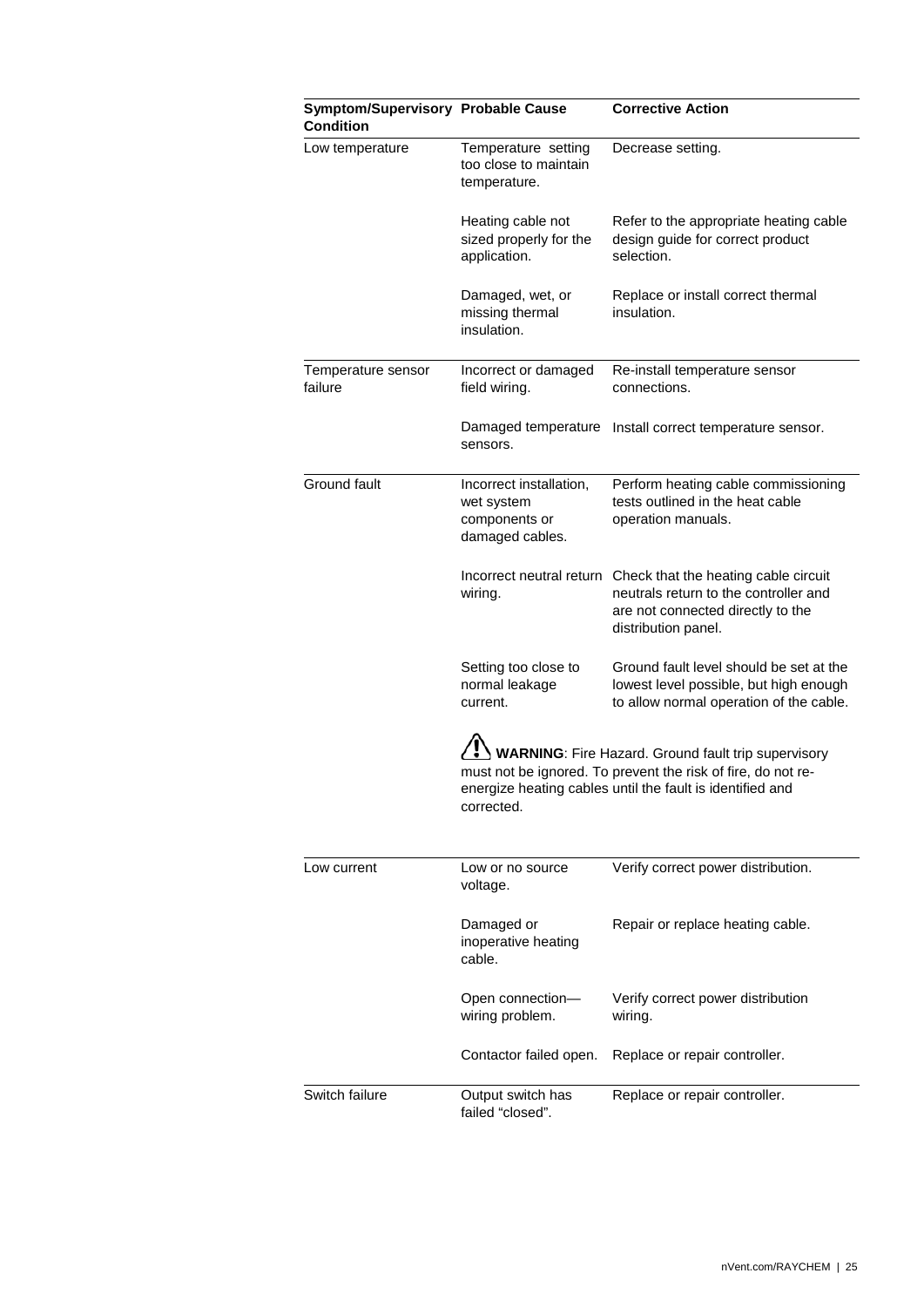| Symptom/Supervisory Condition | Probable Cause | Corrective Action |
|---|---|---|
| Low temperature | Temperature setting too close to maintain temperature. | Decrease setting. |
| | Heating cable not sized properly for the application. | Refer to the appropriate heating cable design guide for correct product selection. |
| | Damaged, wet, or missing thermal insulation. | Replace or install correct thermal insulation. |
| Temperature sensor failure | Incorrect or damaged field wiring. | Re-install temperature sensor connections. |
| | Damaged temperature sensors. | Install correct temperature sensor. |
| Ground fault | Incorrect installation, wet system components or damaged cables. | Perform heating cable commissioning tests outlined in the heat cable operation manuals. |
| | Incorrect neutral return wiring. | Check that the heating cable circuit neutrals return to the controller and are not connected directly to the distribution panel. |
| | Setting too close to normal leakage current. | Ground fault level should be set at the lowest level possible, but high enough to allow normal operation of the cable. |
| | ⚠ **WARNING**: Fire Hazard. Ground fault trip supervisory must not be ignored. To prevent the risk of fire, do not re-energize heating cables until the fault is identified and corrected. | |
| Low current | Low or no source voltage. | Verify correct power distribution. |
| | Damaged or inoperative heating cable. | Repair or replace heating cable. |
| | Open connection—wiring problem. | Verify correct power distribution wiring. |
| | Contactor failed open. | Replace or repair controller. |
| Switch failure | Output switch has failed “closed”. | Replace or repair controller. |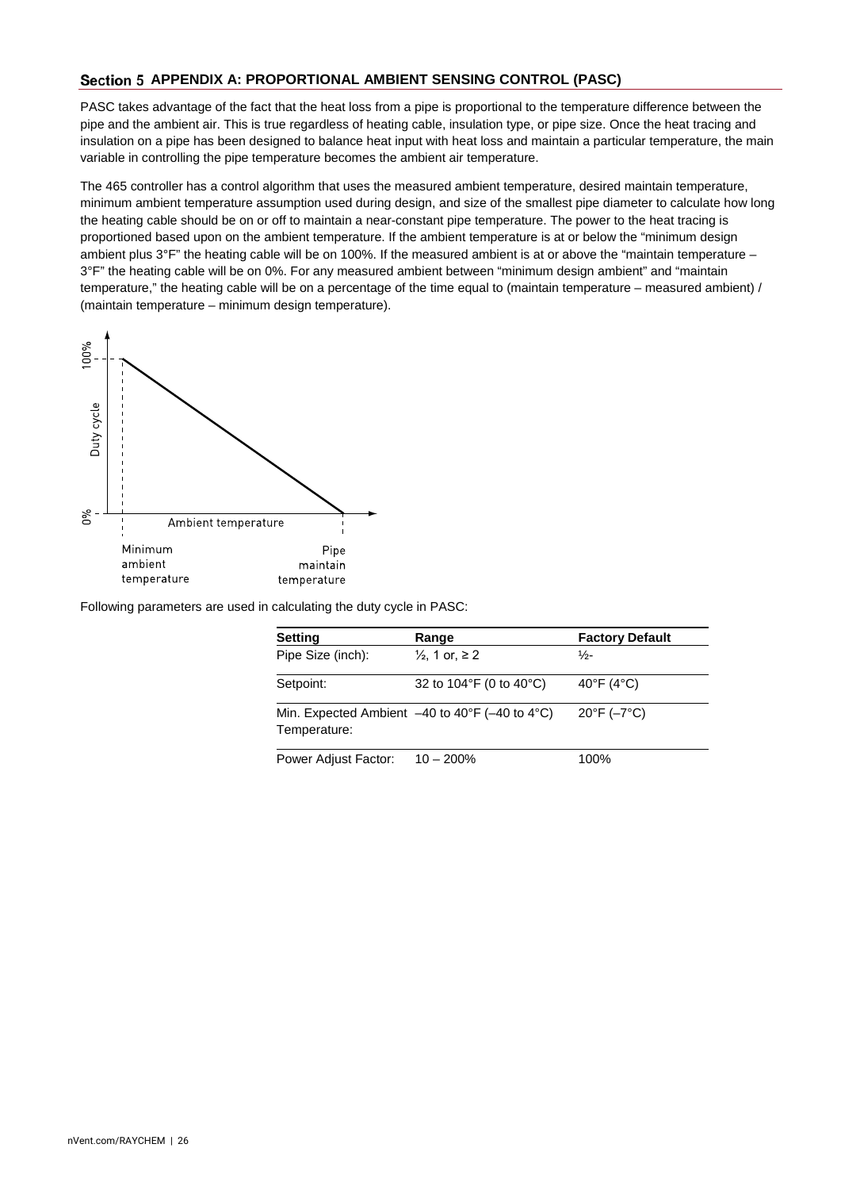## Section 5 APPENDIX A: PROPORTIONAL AMBIENT SENSING CONTROL (PASC)

PASC takes advantage of the fact that the heat loss from a pipe is proportional to the temperature difference between the pipe and the ambient air. This is true regardless of heating cable, insulation type, or pipe size. Once the heat tracing and insulation on a pipe has been designed to balance heat input with heat loss and maintain a particular temperature, the main variable in controlling the pipe temperature becomes the ambient air temperature.

The 465 controller has a control algorithm that uses the measured ambient temperature, desired maintain temperature, minimum ambient temperature assumption used during design, and size of the smallest pipe diameter to calculate how long the heating cable should be on or off to maintain a near-constant pipe temperature. The power to the heat tracing is proportioned based upon on the ambient temperature. If the ambient temperature is at or below the "minimum design ambient plus 3°F" the heating cable will be on 100%. If the measured ambient is at or above the "maintain temperature – 3°F" the heating cable will be on 0%. For any measured ambient between "minimum design ambient" and "maintain temperature," the heating cable will be on a percentage of the time equal to (maintain temperature – measured ambient) / (maintain temperature – minimum design temperature).

100%

Duty cycle

0%

Ambient temperature

Minimum ambient temperature

Pipe maintain temperature

Following parameters are used in calculating the duty cycle in PASC:

| Setting | Range | Factory Default |
|---|---|---|
| Pipe Size (inch): | ½, 1 or, ≥ 2 | ½- |
| Setpoint: | 32 to 104°F (0 to 40°C) | 40°F (4°C) |
| Min. Expected Ambient Temperature: | –40 to 40°F (–40 to 4°C) | 20°F (–7°C) |
| Power Adjust Factor: | 10 – 200% | 100% |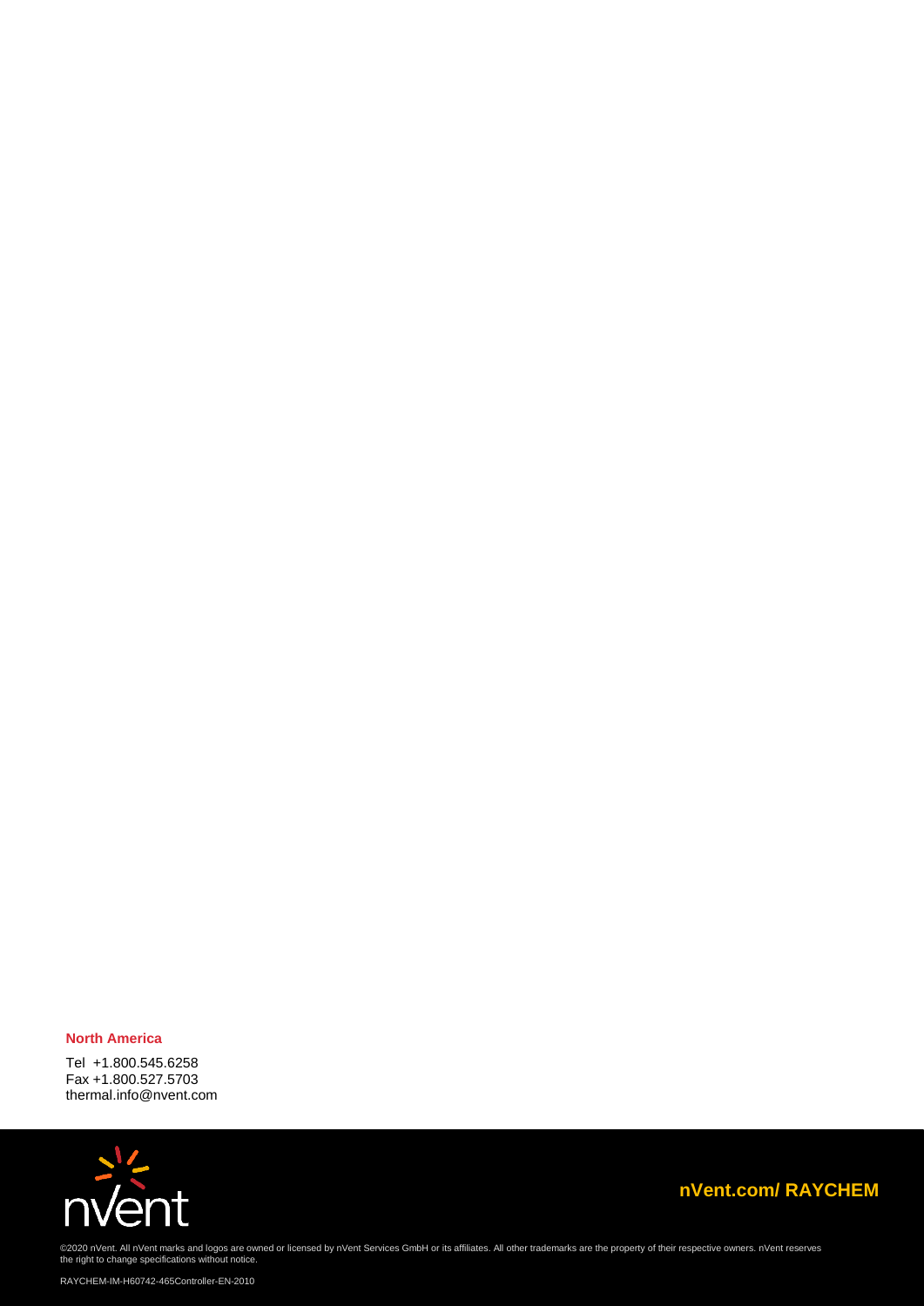**North America**

Tel +1.800.545.6258
Fax +1.800.527.5703
thermal.info@nvent.com

nVent

**nVent.com/ RAYCHEM**

©2020 nVent. All nVent marks and logos are owned or licensed by nVent Services GmbH or its affiliates. All other trademarks are the property of their respective owners. nVent reserves the right to change specifications without notice.

RAYCHEM-IM-H60742-465Controller-EN-2010